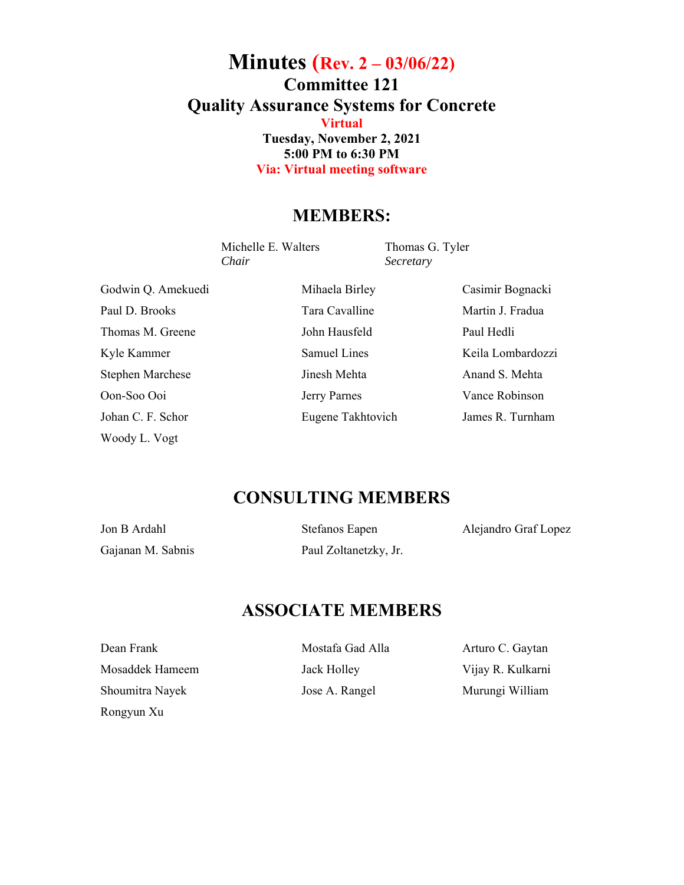# Minutes (Rev. 2 – 03/06/22)

## Committee 121

## Quality Assurance Systems for Concrete

**Virtual**

**Tuesday, November 2, 2021**

**5:00 PM to 6:30 PM**

**Via: Virtual meeting software**

## MEMBERS:

| | |
|---|---|
| Michelle E. Walters<br>*Chair* | Thomas G. Tyler<br>*Secretary* |

| | | |
|---|---|---|
| Godwin Q. Amekuedi | Mihaela Birley | Casimir Bognacki |
| Paul D. Brooks | Tara Cavalline | Martin J. Fradua |
| Thomas M. Greene | John Hausfeld | Paul Hedli |
| Kyle Kammer | Samuel Lines | Keila Lombardozzi |
| Stephen Marchese | Jinesh Mehta | Anand S. Mehta |
| Oon-Soo Ooi | Jerry Parnes | Vance Robinson |
| Johan C. F. Schor | Eugene Takhtovich | James R. Turnham |
| Woody L. Vogt | | |

## CONSULTING MEMBERS

| | | |
|---|---|---|
| Jon B Ardahl | Stefanos Eapen | Alejandro Graf Lopez |
| Gajanan M. Sabnis | Paul Zoltanetzky, Jr. | |

## ASSOCIATE MEMBERS

| | | |
|---|---|---|
| Dean Frank | Mostafa Gad Alla | Arturo C. Gaytan |
| Mosaddek Hameem | Jack Holley | Vijay R. Kulkarni |
| Shoumitra Nayek | Jose A. Rangel | Murungi William |
| Rongyun Xu | | |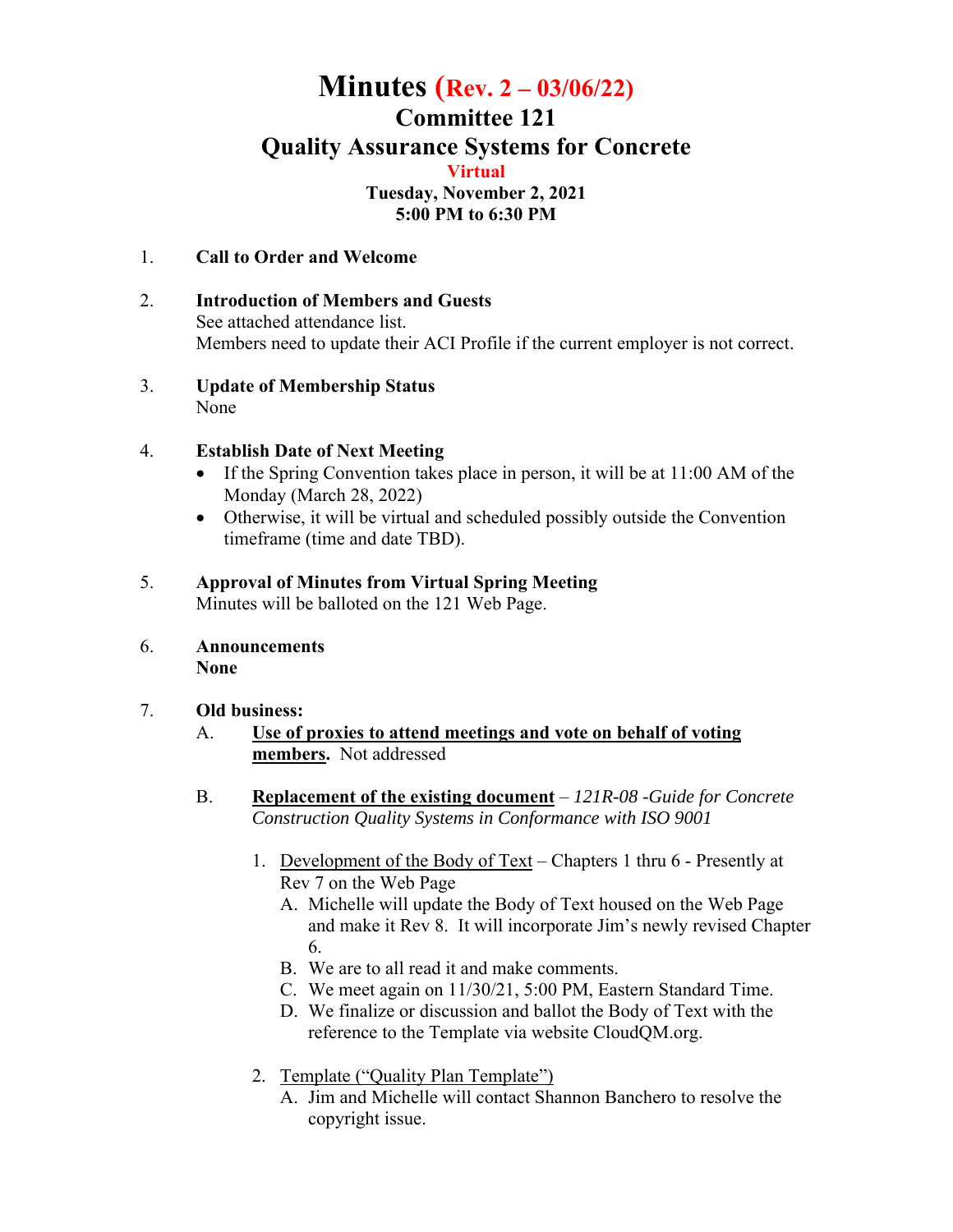# Minutes (Rev. 2 – 03/06/22)

## Committee 121

## Quality Assurance Systems for Concrete

**Virtual**

**Tuesday, November 2, 2021**

**5:00 PM to 6:30 PM**

1. **Call to Order and Welcome**

2. **Introduction of Members and Guests**
   See attached attendance list.
   Members need to update their ACI Profile if the current employer is not correct.

3. **Update of Membership Status**
   None

4. **Establish Date of Next Meeting**
   - If the Spring Convention takes place in person, it will be at 11:00 AM of the Monday (March 28, 2022)
   - Otherwise, it will be virtual and scheduled possibly outside the Convention timeframe (time and date TBD).

5. **Approval of Minutes from Virtual Spring Meeting**
   Minutes will be balloted on the 121 Web Page.

6. **Announcements**
   **None**

7. **Old business:**

   A. **Use of proxies to attend meetings and vote on behalf of voting members.** Not addressed

   B. **Replacement of the existing document** – *121R-08 -Guide for Concrete Construction Quality Systems in Conformance with ISO 9001*

      1. Development of the Body of Text – Chapters 1 thru 6 - Presently at Rev 7 on the Web Page
         A. Michelle will update the Body of Text housed on the Web Page and make it Rev 8. It will incorporate Jim's newly revised Chapter 6.
         B. We are to all read it and make comments.
         C. We meet again on 11/30/21, 5:00 PM, Eastern Standard Time.
         D. We finalize or discussion and ballot the Body of Text with the reference to the Template via website CloudQM.org.

      2. Template ("Quality Plan Template")
         A. Jim and Michelle will contact Shannon Banchero to resolve the copyright issue.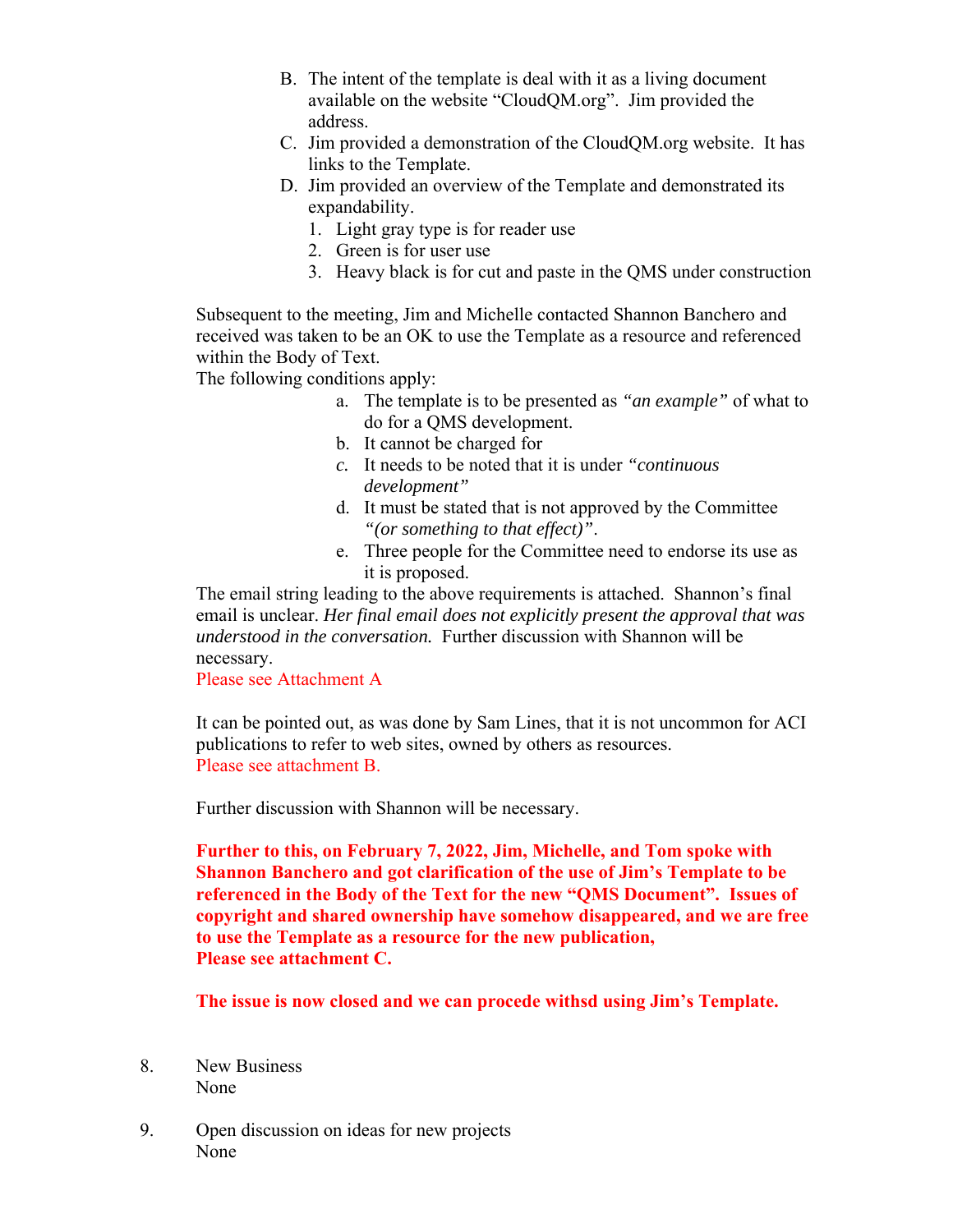B. The intent of the template is deal with it as a living document available on the website “CloudQM.org”. Jim provided the address.

C. Jim provided a demonstration of the CloudQM.org website. It has links to the Template.

D. Jim provided an overview of the Template and demonstrated its expandability.
   1. Light gray type is for reader use
   2. Green is for user use
   3. Heavy black is for cut and paste in the QMS under construction

Subsequent to the meeting, Jim and Michelle contacted Shannon Banchero and received was taken to be an OK to use the Template as a resource and referenced within the Body of Text.
The following conditions apply:

a. The template is to be presented as *“an example”* of what to do for a QMS development.
b. It cannot be charged for
c. It needs to be noted that it is under *“continuous development”*
d. It must be stated that is not approved by the Committee *“(or something to that effect)”*.
e. Three people for the Committee need to endorse its use as it is proposed.

The email string leading to the above requirements is attached. Shannon’s final email is unclear. *Her final email does not explicitly present the approval that was understood in the conversation.* Further discussion with Shannon will be necessary.
Please see Attachment A

It can be pointed out, as was done by Sam Lines, that it is not uncommon for ACI publications to refer to web sites, owned by others as resources.
Please see attachment B.

Further discussion with Shannon will be necessary.

**Further to this, on February 7, 2022, Jim, Michelle, and Tom spoke with Shannon Banchero and got clarification of the use of Jim’s Template to be referenced in the Body of the Text for the new “QMS Document”. Issues of copyright and shared ownership have somehow disappeared, and we are free to use the Template as a resource for the new publication,**
**Please see attachment C.**

**The issue is now closed and we can procede withsd using Jim’s Template.**

8. New Business
   None

9. Open discussion on ideas for new projects
   None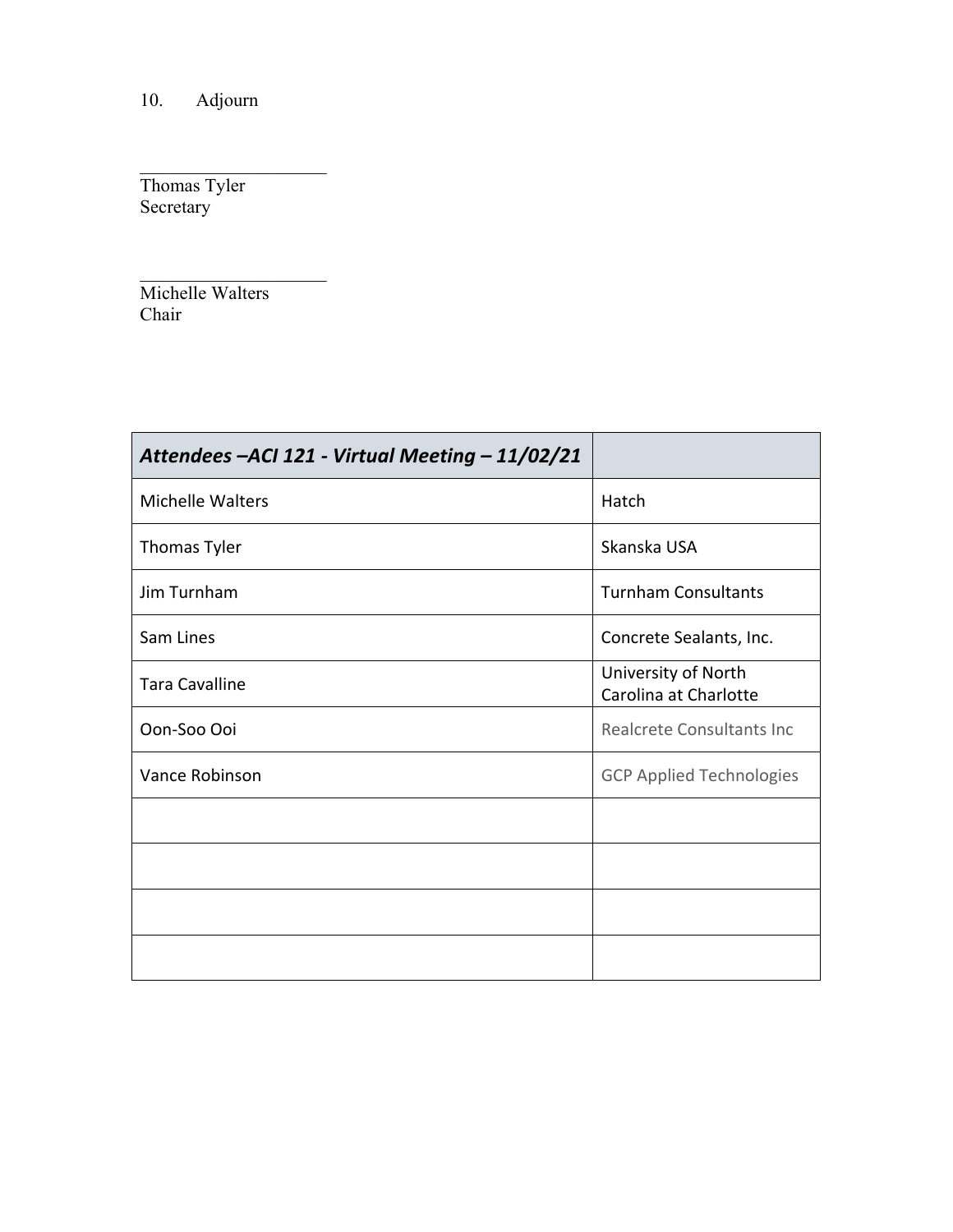10. Adjourn

\_\_\_\_\_\_\_\_\_\_\_\_\_\_\_\_\_\_\_\_
Thomas Tyler
Secretary

\_\_\_\_\_\_\_\_\_\_\_\_\_\_\_\_\_\_\_\_
Michelle Walters
Chair

| ***Attendees –ACI 121 - Virtual Meeting – 11/02/21*** | |
|---|---|
| Michelle Walters | Hatch |
| Thomas Tyler | Skanska USA |
| Jim Turnham | Turnham Consultants |
| Sam Lines | Concrete Sealants, Inc. |
| Tara Cavalline | University of North Carolina at Charlotte |
| Oon-Soo Ooi | Realcrete Consultants Inc |
| Vance Robinson | GCP Applied Technologies |
| | |
| | |
| | |
| | |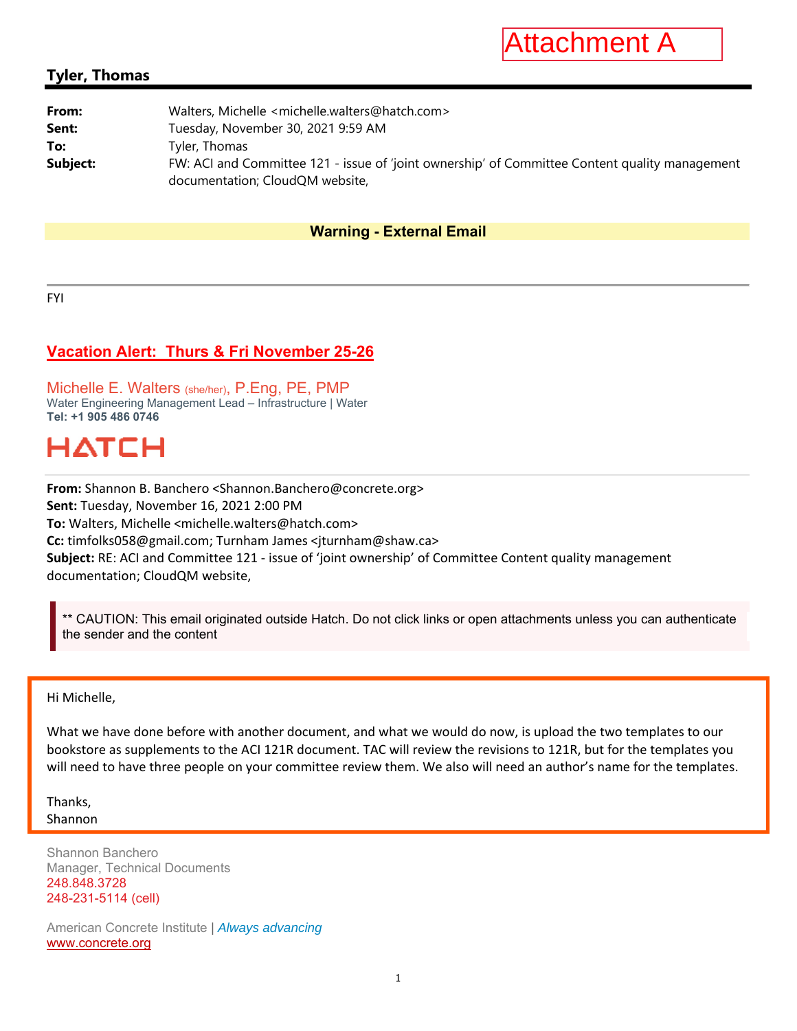Attachment A

## Tyler, Thomas

**From:** Walters, Michelle <michelle.walters@hatch.com>
**Sent:** Tuesday, November 30, 2021 9:59 AM
**To:** Tyler, Thomas
**Subject:** FW: ACI and Committee 121 - issue of 'joint ownership' of Committee Content quality management documentation; CloudQM website,

**Warning - External Email**

---

FYI

**Vacation Alert: Thurs & Fri November 25-26**

Michelle E. Walters (she/her), P.Eng, PE, PMP
Water Engineering Management Lead – Infrastructure | Water
**Tel: +1 905 486 0746**

HATCH

---

**From:** Shannon B. Banchero <Shannon.Banchero@concrete.org>
**Sent:** Tuesday, November 16, 2021 2:00 PM
**To:** Walters, Michelle <michelle.walters@hatch.com>
**Cc:** timfolks058@gmail.com; Turnham James <jturnham@shaw.ca>
**Subject:** RE: ACI and Committee 121 - issue of 'joint ownership' of Committee Content quality management documentation; CloudQM website,

** CAUTION: This email originated outside Hatch. Do not click links or open attachments unless you can authenticate the sender and the content

Hi Michelle,

What we have done before with another document, and what we would do now, is upload the two templates to our bookstore as supplements to the ACI 121R document. TAC will review the revisions to 121R, but for the templates you will need to have three people on your committee review them. We also will need an author's name for the templates.

Thanks,
Shannon

Shannon Banchero
Manager, Technical Documents
248.848.3728
248-231-5114 (cell)

American Concrete Institute | *Always advancing*
www.concrete.org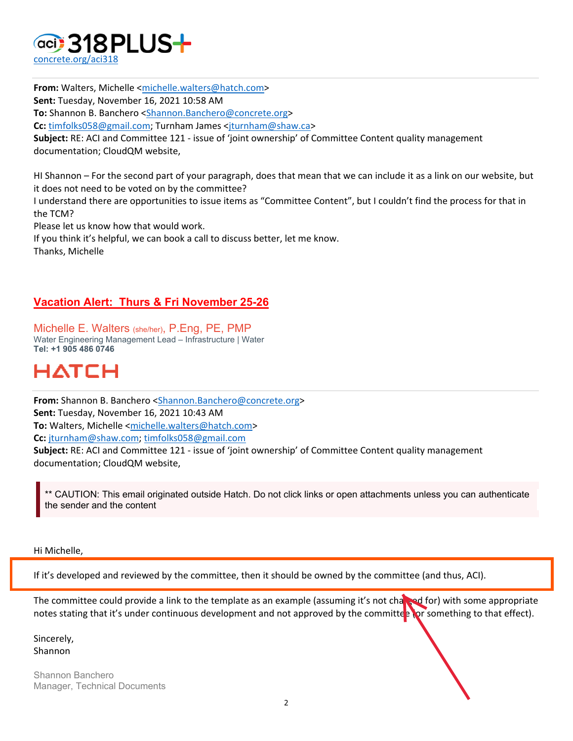aci 318PLUS+
concrete.org/aci318

---

**From:** Walters, Michelle <michelle.walters@hatch.com>
**Sent:** Tuesday, November 16, 2021 10:58 AM
**To:** Shannon B. Banchero <Shannon.Banchero@concrete.org>
**Cc:** timfolks058@gmail.com; Turnham James <jturnham@shaw.ca>
**Subject:** RE: ACI and Committee 121 - issue of 'joint ownership' of Committee Content quality management documentation; CloudQM website,

HI Shannon – For the second part of your paragraph, does that mean that we can include it as a link on our website, but it does not need to be voted on by the committee?
I understand there are opportunities to issue items as "Committee Content", but I couldn't find the process for that in the TCM?
Please let us know how that would work.
If you think it's helpful, we can book a call to discuss better, let me know.
Thanks, Michelle

**Vacation Alert: Thurs & Fri November 25-26**

Michelle E. Walters (she/her), P.Eng, PE, PMP
Water Engineering Management Lead – Infrastructure | Water
**Tel: +1 905 486 0746**

HATCH

---

**From:** Shannon B. Banchero <Shannon.Banchero@concrete.org>
**Sent:** Tuesday, November 16, 2021 10:43 AM
**To:** Walters, Michelle <michelle.walters@hatch.com>
**Cc:** jturnham@shaw.com; timfolks058@gmail.com
**Subject:** RE: ACI and Committee 121 - issue of 'joint ownership' of Committee Content quality management documentation; CloudQM website,

> ** CAUTION: This email originated outside Hatch. Do not click links or open attachments unless you can authenticate the sender and the content

Hi Michelle,

If it's developed and reviewed by the committee, then it should be owned by the committee (and thus, ACI).

The committee could provide a link to the template as an example (assuming it's not charged for) with some appropriate notes stating that it's under continuous development and not approved by the committee (or something to that effect).

Sincerely,
Shannon

Shannon Banchero
Manager, Technical Documents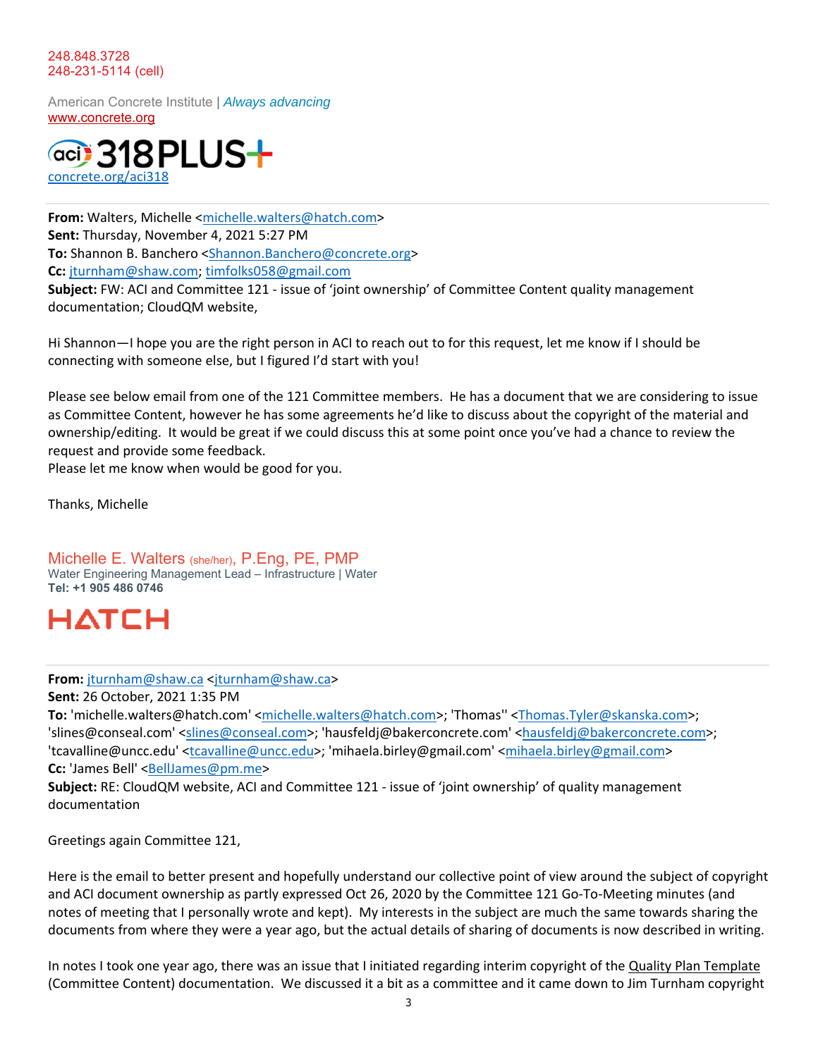248.848.3728
248-231-5114 (cell)

American Concrete Institute | *Always advancing*
www.concrete.org

aci 318PLUS+
concrete.org/aci318

**From:** Walters, Michelle <michelle.walters@hatch.com>
**Sent:** Thursday, November 4, 2021 5:27 PM
**To:** Shannon B. Banchero <Shannon.Banchero@concrete.org>
**Cc:** jturnham@shaw.com; timfolks058@gmail.com
**Subject:** FW: ACI and Committee 121 - issue of 'joint ownership' of Committee Content quality management documentation; CloudQM website,

Hi Shannon—I hope you are the right person in ACI to reach out to for this request, let me know if I should be connecting with someone else, but I figured I'd start with you!

Please see below email from one of the 121 Committee members. He has a document that we are considering to issue as Committee Content, however he has some agreements he'd like to discuss about the copyright of the material and ownership/editing. It would be great if we could discuss this at some point once you've had a chance to review the request and provide some feedback.
Please let me know when would be good for you.

Thanks, Michelle

Michelle E. Walters (she/her), P.Eng, PE, PMP
Water Engineering Management Lead – Infrastructure | Water
**Tel: +1 905 486 0746**

HATCH

---

**From:** jturnham@shaw.ca <jturnham@shaw.ca>
**Sent:** 26 October, 2021 1:35 PM
**To:** 'michelle.walters@hatch.com' <michelle.walters@hatch.com>; 'Thomas'' <Thomas.Tyler@skanska.com>; 'slines@conseal.com' <slines@conseal.com>; 'hausfeldj@bakerconcrete.com' <hausfeldj@bakerconcrete.com>; 'tcavalline@uncc.edu' <tcavalline@uncc.edu>; 'mihaela.birley@gmail.com' <mihaela.birley@gmail.com>
**Cc:** 'James Bell' <BellJames@pm.me>
**Subject:** RE: CloudQM website, ACI and Committee 121 - issue of 'joint ownership' of quality management documentation

Greetings again Committee 121,

Here is the email to better present and hopefully understand our collective point of view around the subject of copyright and ACI document ownership as partly expressed Oct 26, 2020 by the Committee 121 Go-To-Meeting minutes (and notes of meeting that I personally wrote and kept). My interests in the subject are much the same towards sharing the documents from where they were a year ago, but the actual details of sharing of documents is now described in writing.

In notes I took one year ago, there was an issue that I initiated regarding interim copyright of the Quality Plan Template (Committee Content) documentation. We discussed it a bit as a committee and it came down to Jim Turnham copyright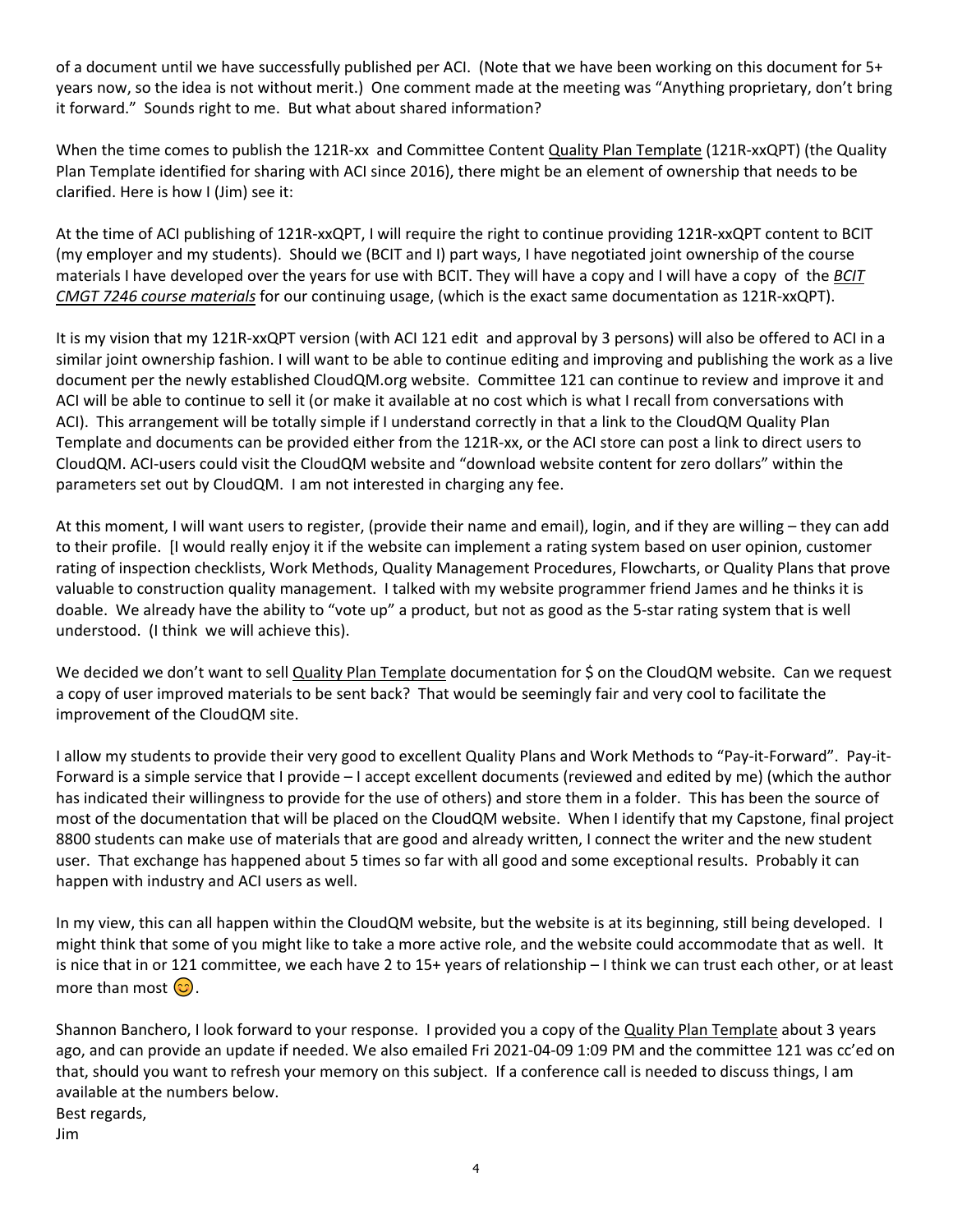of a document until we have successfully published per ACI. (Note that we have been working on this document for 5+ years now, so the idea is not without merit.) One comment made at the meeting was "Anything proprietary, don't bring it forward." Sounds right to me. But what about shared information?

When the time comes to publish the 121R-xx and Committee Content Quality Plan Template (121R-xxQPT) (the Quality Plan Template identified for sharing with ACI since 2016), there might be an element of ownership that needs to be clarified. Here is how I (Jim) see it:

At the time of ACI publishing of 121R-xxQPT, I will require the right to continue providing 121R-xxQPT content to BCIT (my employer and my students). Should we (BCIT and I) part ways, I have negotiated joint ownership of the course materials I have developed over the years for use with BCIT. They will have a copy and I will have a copy of the *BCIT CMGT 7246 course materials* for our continuing usage, (which is the exact same documentation as 121R-xxQPT).

It is my vision that my 121R-xxQPT version (with ACI 121 edit and approval by 3 persons) will also be offered to ACI in a similar joint ownership fashion. I will want to be able to continue editing and improving and publishing the work as a live document per the newly established CloudQM.org website. Committee 121 can continue to review and improve it and ACI will be able to continue to sell it (or make it available at no cost which is what I recall from conversations with ACI). This arrangement will be totally simple if I understand correctly in that a link to the CloudQM Quality Plan Template and documents can be provided either from the 121R-xx, or the ACI store can post a link to direct users to CloudQM. ACI-users could visit the CloudQM website and "download website content for zero dollars" within the parameters set out by CloudQM. I am not interested in charging any fee.

At this moment, I will want users to register, (provide their name and email), login, and if they are willing – they can add to their profile. [I would really enjoy it if the website can implement a rating system based on user opinion, customer rating of inspection checklists, Work Methods, Quality Management Procedures, Flowcharts, or Quality Plans that prove valuable to construction quality management. I talked with my website programmer friend James and he thinks it is doable. We already have the ability to "vote up" a product, but not as good as the 5-star rating system that is well understood. (I think we will achieve this).

We decided we don't want to sell Quality Plan Template documentation for $ on the CloudQM website. Can we request a copy of user improved materials to be sent back? That would be seemingly fair and very cool to facilitate the improvement of the CloudQM site.

I allow my students to provide their very good to excellent Quality Plans and Work Methods to "Pay-it-Forward". Pay-it-Forward is a simple service that I provide – I accept excellent documents (reviewed and edited by me) (which the author has indicated their willingness to provide for the use of others) and store them in a folder. This has been the source of most of the documentation that will be placed on the CloudQM website. When I identify that my Capstone, final project 8800 students can make use of materials that are good and already written, I connect the writer and the new student user. That exchange has happened about 5 times so far with all good and some exceptional results. Probably it can happen with industry and ACI users as well.

In my view, this can all happen within the CloudQM website, but the website is at its beginning, still being developed. I might think that some of you might like to take a more active role, and the website could accommodate that as well. It is nice that in or 121 committee, we each have 2 to 15+ years of relationship – I think we can trust each other, or at least more than most 😊.

Shannon Banchero, I look forward to your response. I provided you a copy of the Quality Plan Template about 3 years ago, and can provide an update if needed. We also emailed Fri 2021-04-09 1:09 PM and the committee 121 was cc'ed on that, should you want to refresh your memory on this subject. If a conference call is needed to discuss things, I am available at the numbers below.

Best regards,

Jim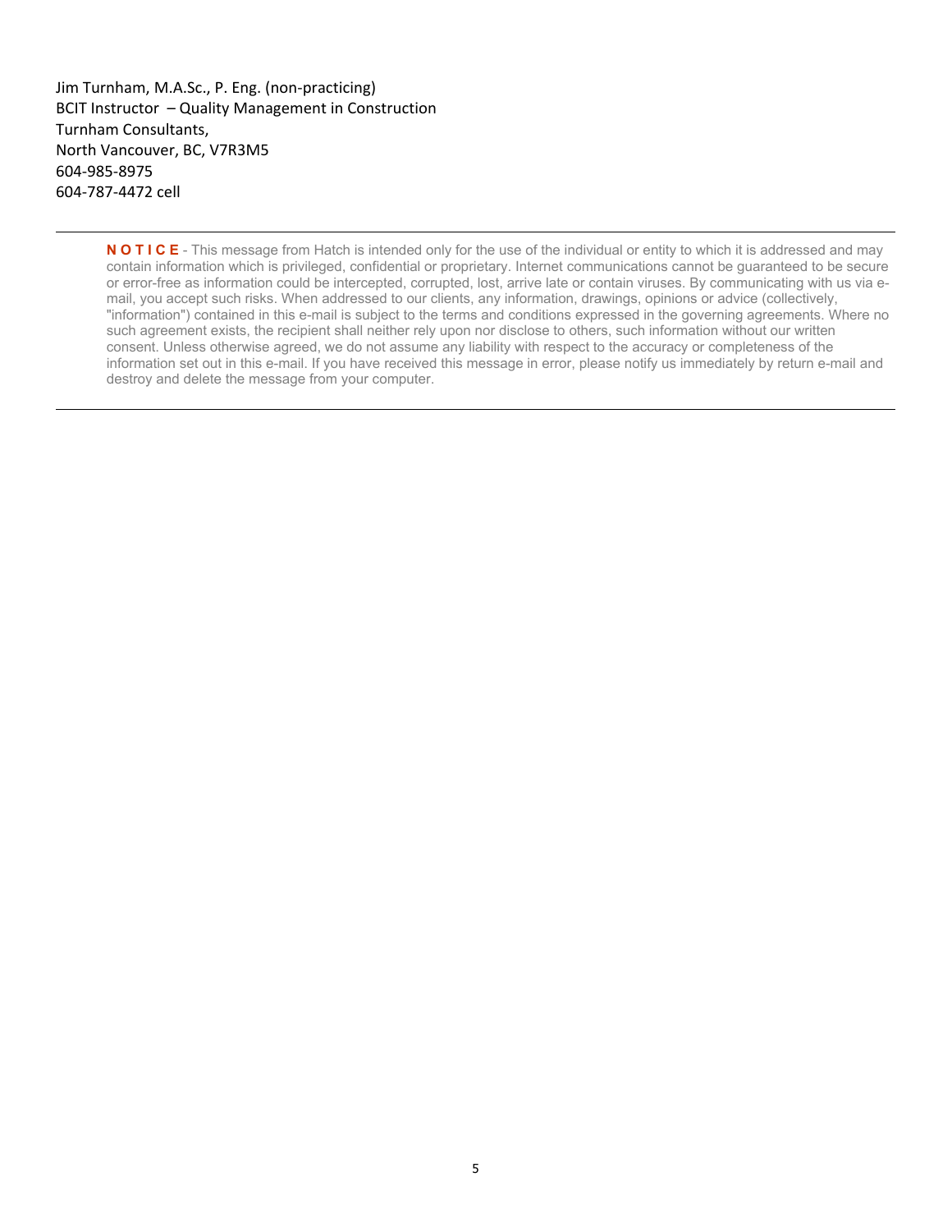Jim Turnham, M.A.Sc., P. Eng. (non-practicing)
BCIT Instructor – Quality Management in Construction
Turnham Consultants,
North Vancouver, BC, V7R3M5
604-985-8975
604-787-4472 cell

---

**N O T I C E** - This message from Hatch is intended only for the use of the individual or entity to which it is addressed and may contain information which is privileged, confidential or proprietary. Internet communications cannot be guaranteed to be secure or error-free as information could be intercepted, corrupted, lost, arrive late or contain viruses. By communicating with us via e-mail, you accept such risks. When addressed to our clients, any information, drawings, opinions or advice (collectively, "information") contained in this e-mail is subject to the terms and conditions expressed in the governing agreements. Where no such agreement exists, the recipient shall neither rely upon nor disclose to others, such information without our written consent. Unless otherwise agreed, we do not assume any liability with respect to the accuracy or completeness of the information set out in this e-mail. If you have received this message in error, please notify us immediately by return e-mail and destroy and delete the message from your computer.

---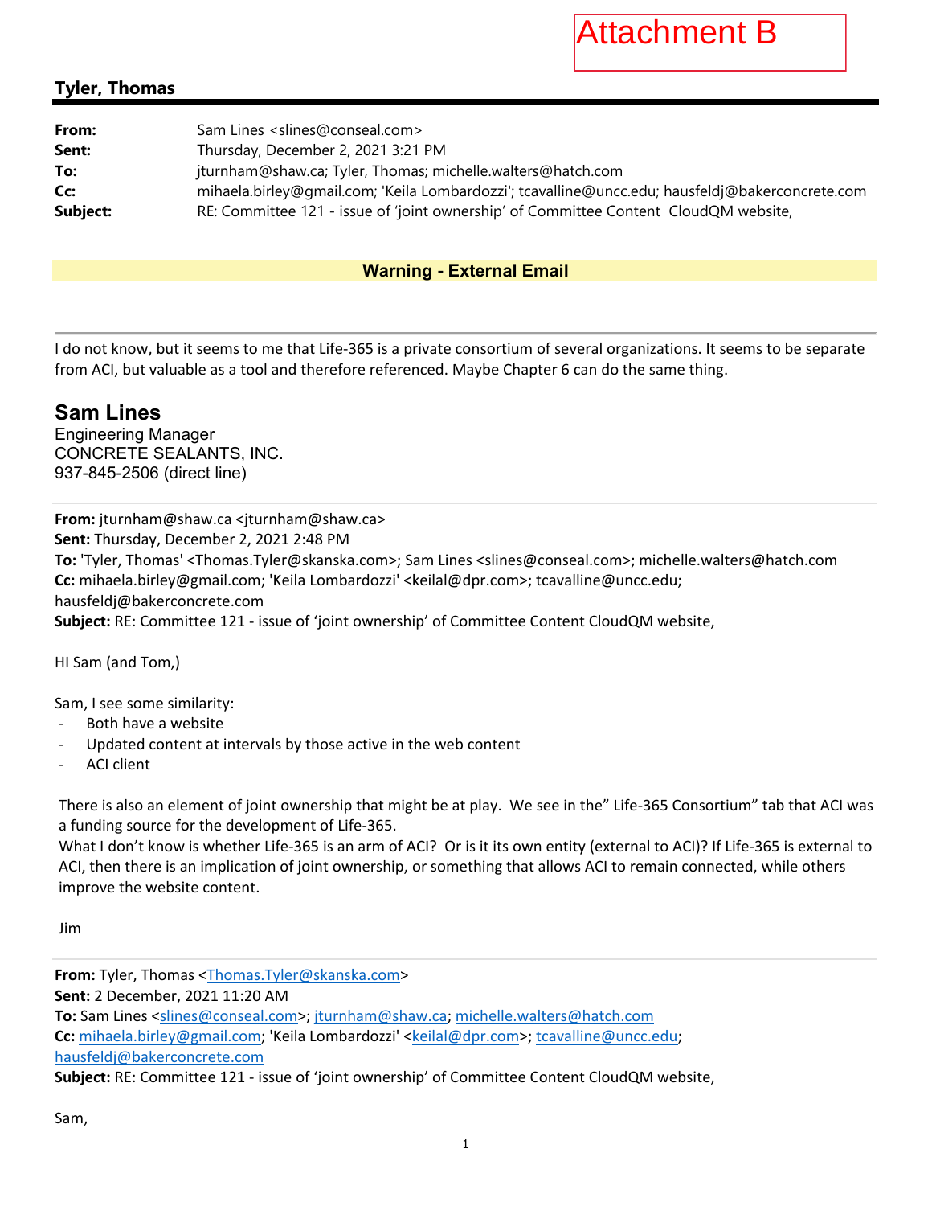Attachment B

## Tyler, Thomas

**From:** Sam Lines <slines@conseal.com>
**Sent:** Thursday, December 2, 2021 3:21 PM
**To:** jturnham@shaw.ca; Tyler, Thomas; michelle.walters@hatch.com
**Cc:** mihaela.birley@gmail.com; 'Keila Lombardozzi'; tcavalline@uncc.edu; hausfeldj@bakerconcrete.com
**Subject:** RE: Committee 121 - issue of 'joint ownership' of Committee Content CloudQM website,

**Warning - External Email**

---

I do not know, but it seems to me that Life-365 is a private consortium of several organizations. It seems to be separate from ACI, but valuable as a tool and therefore referenced. Maybe Chapter 6 can do the same thing.

**Sam Lines**
Engineering Manager
CONCRETE SEALANTS, INC.
937-845-2506 (direct line)

---

**From:** jturnham@shaw.ca <jturnham@shaw.ca>
**Sent:** Thursday, December 2, 2021 2:48 PM
**To:** 'Tyler, Thomas' <Thomas.Tyler@skanska.com>; Sam Lines <slines@conseal.com>; michelle.walters@hatch.com
**Cc:** mihaela.birley@gmail.com; 'Keila Lombardozzi' <keilal@dpr.com>; tcavalline@uncc.edu; hausfeldj@bakerconcrete.com
**Subject:** RE: Committee 121 - issue of 'joint ownership' of Committee Content CloudQM website,

HI Sam (and Tom,)

Sam, I see some similarity:

- Both have a website
- Updated content at intervals by those active in the web content
- ACI client

There is also an element of joint ownership that might be at play. We see in the" Life-365 Consortium" tab that ACI was a funding source for the development of Life-365.
What I don't know is whether Life-365 is an arm of ACI? Or is it its own entity (external to ACI)? If Life-365 is external to ACI, then there is an implication of joint ownership, or something that allows ACI to remain connected, while others improve the website content.

Jim

---

**From:** Tyler, Thomas <Thomas.Tyler@skanska.com>
**Sent:** 2 December, 2021 11:20 AM
**To:** Sam Lines <slines@conseal.com>; jturnham@shaw.ca; michelle.walters@hatch.com
**Cc:** mihaela.birley@gmail.com; 'Keila Lombardozzi' <keilal@dpr.com>; tcavalline@uncc.edu; hausfeldj@bakerconcrete.com
**Subject:** RE: Committee 121 - issue of 'joint ownership' of Committee Content CloudQM website,

Sam,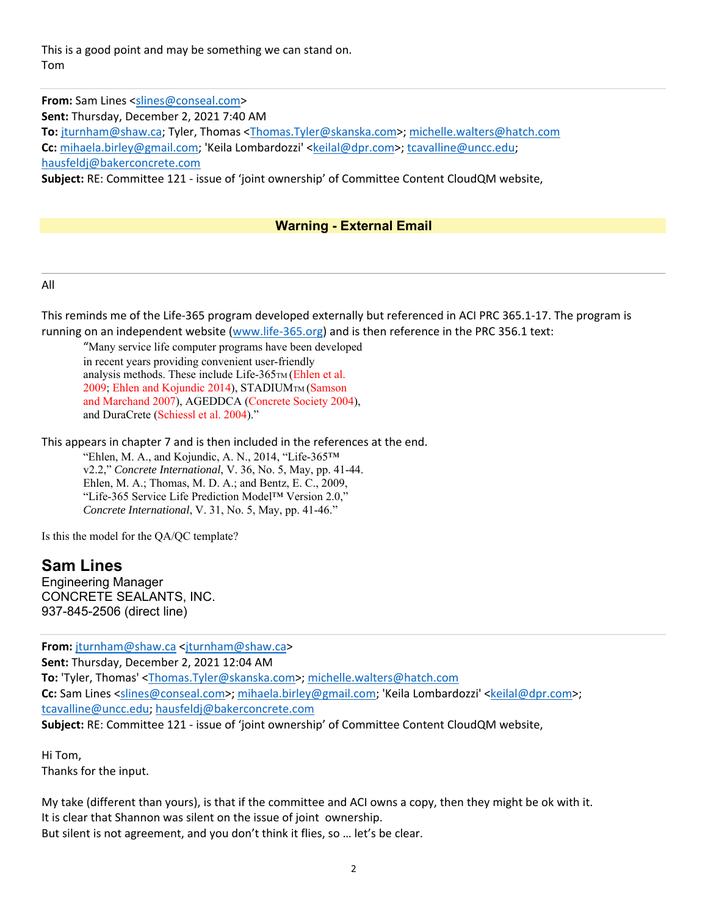This is a good point and may be something we can stand on.
Tom

---

**From:** Sam Lines <slines@conseal.com>
**Sent:** Thursday, December 2, 2021 7:40 AM
**To:** jturnham@shaw.ca; Tyler, Thomas <Thomas.Tyler@skanska.com>; michelle.walters@hatch.com
**Cc:** mihaela.birley@gmail.com; 'Keila Lombardozzi' <keilal@dpr.com>; tcavalline@uncc.edu; hausfeldj@bakerconcrete.com
**Subject:** RE: Committee 121 - issue of 'joint ownership' of Committee Content CloudQM website,

**Warning - External Email**

---

All

This reminds me of the Life-365 program developed externally but referenced in ACI PRC 365.1-17. The program is running on an independent website (www.life-365.org) and is then reference in the PRC 356.1 text:

> "Many service life computer programs have been developed in recent years providing convenient user-friendly analysis methods. These include Life-365TM (Ehlen et al. 2009; Ehlen and Kojundic 2014), STADIUMTM (Samson and Marchand 2007), AGEDDCA (Concrete Society 2004), and DuraCrete (Schiessl et al. 2004)."

This appears in chapter 7 and is then included in the references at the end.

> "Ehlen, M. A., and Kojundic, A. N., 2014, "Life-365™ v2.2," *Concrete International*, V. 36, No. 5, May, pp. 41-44.
> Ehlen, M. A.; Thomas, M. D. A.; and Bentz, E. C., 2009, "Life-365 Service Life Prediction Model™ Version 2.0," *Concrete International*, V. 31, No. 5, May, pp. 41-46."

Is this the model for the QA/QC template?

**Sam Lines**
Engineering Manager
CONCRETE SEALANTS, INC.
937-845-2506 (direct line)

---

**From:** jturnham@shaw.ca <jturnham@shaw.ca>
**Sent:** Thursday, December 2, 2021 12:04 AM
**To:** 'Tyler, Thomas' <Thomas.Tyler@skanska.com>; michelle.walters@hatch.com
**Cc:** Sam Lines <slines@conseal.com>; mihaela.birley@gmail.com; 'Keila Lombardozzi' <keilal@dpr.com>; tcavalline@uncc.edu; hausfeldj@bakerconcrete.com
**Subject:** RE: Committee 121 - issue of 'joint ownership' of Committee Content CloudQM website,

Hi Tom,
Thanks for the input.

My take (different than yours), is that if the committee and ACI owns a copy, then they might be ok with it.
It is clear that Shannon was silent on the issue of joint ownership.
But silent is not agreement, and you don't think it flies, so … let's be clear.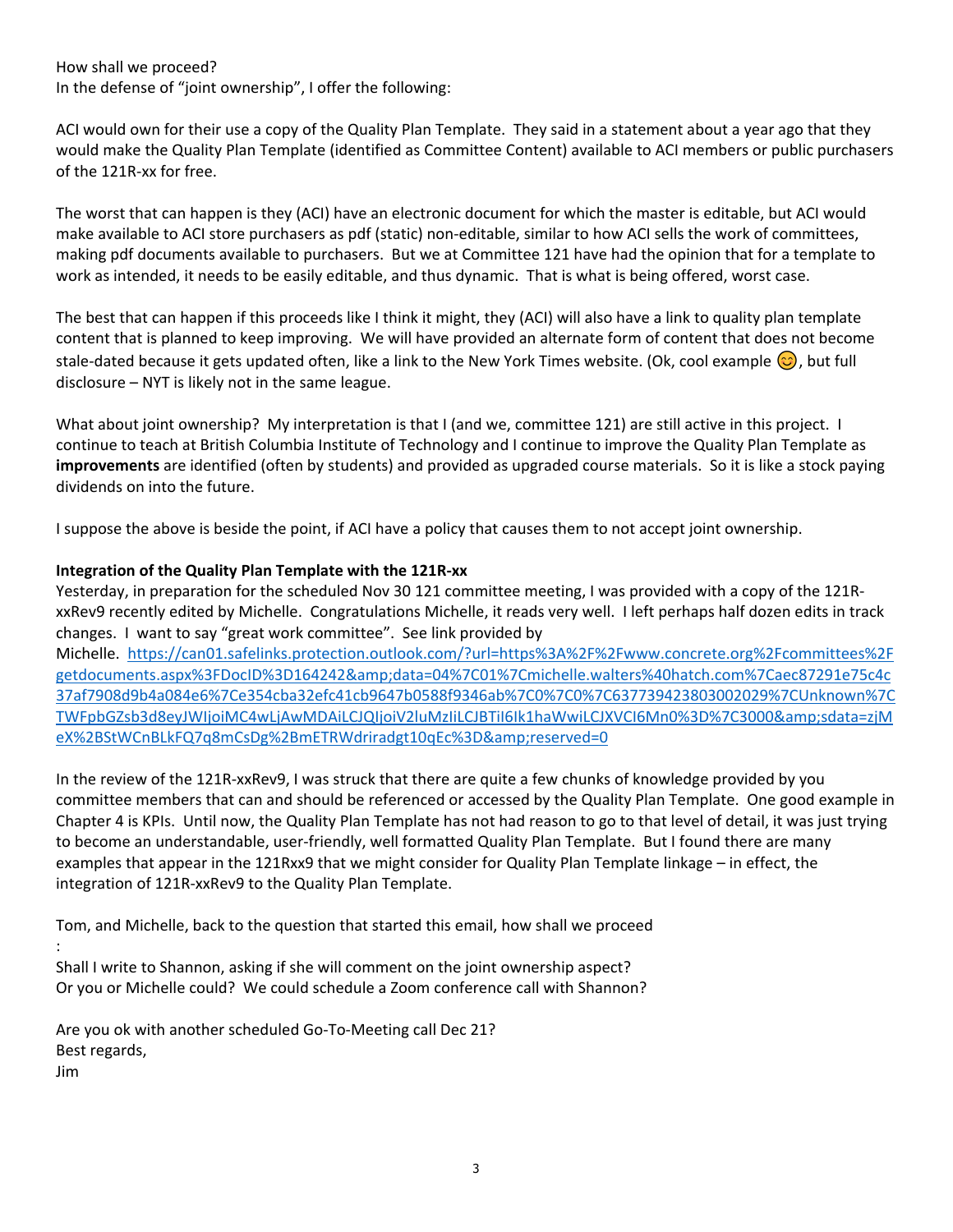How shall we proceed?
In the defense of "joint ownership", I offer the following:

ACI would own for their use a copy of the Quality Plan Template. They said in a statement about a year ago that they would make the Quality Plan Template (identified as Committee Content) available to ACI members or public purchasers of the 121R-xx for free.

The worst that can happen is they (ACI) have an electronic document for which the master is editable, but ACI would make available to ACI store purchasers as pdf (static) non-editable, similar to how ACI sells the work of committees, making pdf documents available to purchasers. But we at Committee 121 have had the opinion that for a template to work as intended, it needs to be easily editable, and thus dynamic. That is what is being offered, worst case.

The best that can happen if this proceeds like I think it might, they (ACI) will also have a link to quality plan template content that is planned to keep improving. We will have provided an alternate form of content that does not become stale-dated because it gets updated often, like a link to the New York Times website. (Ok, cool example 😊, but full disclosure – NYT is likely not in the same league.

What about joint ownership? My interpretation is that I (and we, committee 121) are still active in this project. I continue to teach at British Columbia Institute of Technology and I continue to improve the Quality Plan Template as **improvements** are identified (often by students) and provided as upgraded course materials. So it is like a stock paying dividends on into the future.

I suppose the above is beside the point, if ACI have a policy that causes them to not accept joint ownership.

**Integration of the Quality Plan Template with the 121R-xx**
Yesterday, in preparation for the scheduled Nov 30 121 committee meeting, I was provided with a copy of the 121R-xxRev9 recently edited by Michelle. Congratulations Michelle, it reads very well. I left perhaps half dozen edits in track changes. I want to say "great work committee". See link provided by Michelle. https://can01.safelinks.protection.outlook.com/?url=https%3A%2F%2Fwww.concrete.org%2Fcommittees%2Fgetdocuments.aspx%3FDocID%3D164242&amp;data=04%7C01%7Cmichelle.walters%40hatch.com%7Caec87291e75c4c37af7908d9b4a084e6%7Ce354cba32efc41cb9647b0588f9346ab%7C0%7C0%7C637739423803002029%7CUnknown%7CTWFpbGZsb3d8eyJWIjoiMC4wLjAwMDAiLCJQIjoiV2luMzIiLCJBTiI6Ik1haWwiLCJXVCI6Mn0%3D%7C3000&amp;sdata=zjMeX%2BStWCnBLkFQ7q8mCsDg%2BmETRWdriradgt10qEc%3D&amp;reserved=0

In the review of the 121R-xxRev9, I was struck that there are quite a few chunks of knowledge provided by you committee members that can and should be referenced or accessed by the Quality Plan Template. One good example in Chapter 4 is KPIs. Until now, the Quality Plan Template has not had reason to go to that level of detail, it was just trying to become an understandable, user-friendly, well formatted Quality Plan Template. But I found there are many examples that appear in the 121Rxx9 that we might consider for Quality Plan Template linkage – in effect, the integration of 121R-xxRev9 to the Quality Plan Template.

Tom, and Michelle, back to the question that started this email, how shall we proceed
:
Shall I write to Shannon, asking if she will comment on the joint ownership aspect?
Or you or Michelle could? We could schedule a Zoom conference call with Shannon?

Are you ok with another scheduled Go-To-Meeting call Dec 21?
Best regards,
Jim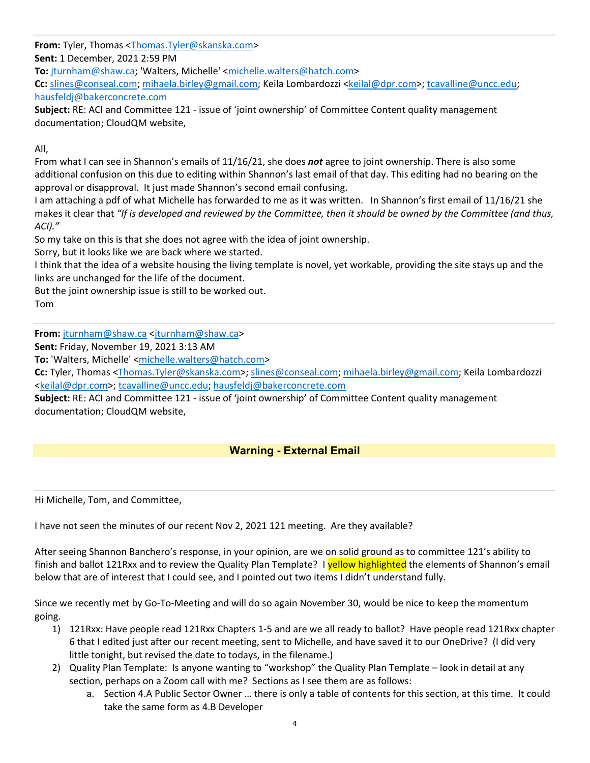**From:** Tyler, Thomas <Thomas.Tyler@skanska.com>
**Sent:** 1 December, 2021 2:59 PM
**To:** jturnham@shaw.ca; 'Walters, Michelle' <michelle.walters@hatch.com>
**Cc:** slines@conseal.com; mihaela.birley@gmail.com; Keila Lombardozzi <keilal@dpr.com>; tcavalline@uncc.edu; hausfeldj@bakerconcrete.com
**Subject:** RE: ACI and Committee 121 - issue of 'joint ownership' of Committee Content quality management documentation; CloudQM website,

All,
From what I can see in Shannon's emails of 11/16/21, she does ***not*** agree to joint ownership. There is also some additional confusion on this due to editing within Shannon's last email of that day. This editing had no bearing on the approval or disapproval. It just made Shannon's second email confusing.
I am attaching a pdf of what Michelle has forwarded to me as it was written. In Shannon's first email of 11/16/21 she makes it clear that *"If is developed and reviewed by the Committee, then it should be owned by the Committee (and thus, ACI)."*
So my take on this is that she does not agree with the idea of joint ownership.
Sorry, but it looks like we are back where we started.
I think that the idea of a website housing the living template is novel, yet workable, providing the site stays up and the links are unchanged for the life of the document.
But the joint ownership issue is still to be worked out.
Tom

---

**From:** jturnham@shaw.ca <jturnham@shaw.ca>
**Sent:** Friday, November 19, 2021 3:13 AM
**To:** 'Walters, Michelle' <michelle.walters@hatch.com>
**Cc:** Tyler, Thomas <Thomas.Tyler@skanska.com>; slines@conseal.com; mihaela.birley@gmail.com; Keila Lombardozzi <keilal@dpr.com>; tcavalline@uncc.edu; hausfeldj@bakerconcrete.com
**Subject:** RE: ACI and Committee 121 - issue of 'joint ownership' of Committee Content quality management documentation; CloudQM website,

**Warning - External Email**

---

Hi Michelle, Tom, and Committee,

I have not seen the minutes of our recent Nov 2, 2021 121 meeting. Are they available?

After seeing Shannon Banchero's response, in your opinion, are we on solid ground as to committee 121's ability to finish and ballot 121Rxx and to review the Quality Plan Template? I yellow highlighted the elements of Shannon's email below that are of interest that I could see, and I pointed out two items I didn't understand fully.

Since we recently met by Go-To-Meeting and will do so again November 30, would be nice to keep the momentum going.

1) 121Rxx: Have people read 121Rxx Chapters 1-5 and are we all ready to ballot? Have people read 121Rxx chapter 6 that I edited just after our recent meeting, sent to Michelle, and have saved it to our OneDrive? (I did very little tonight, but revised the date to todays, in the filename.)
2) Quality Plan Template: Is anyone wanting to "workshop" the Quality Plan Template – look in detail at any section, perhaps on a Zoom call with me? Sections as I see them are as follows:
    a. Section 4.A Public Sector Owner … there is only a table of contents for this section, at this time. It could take the same form as 4.B Developer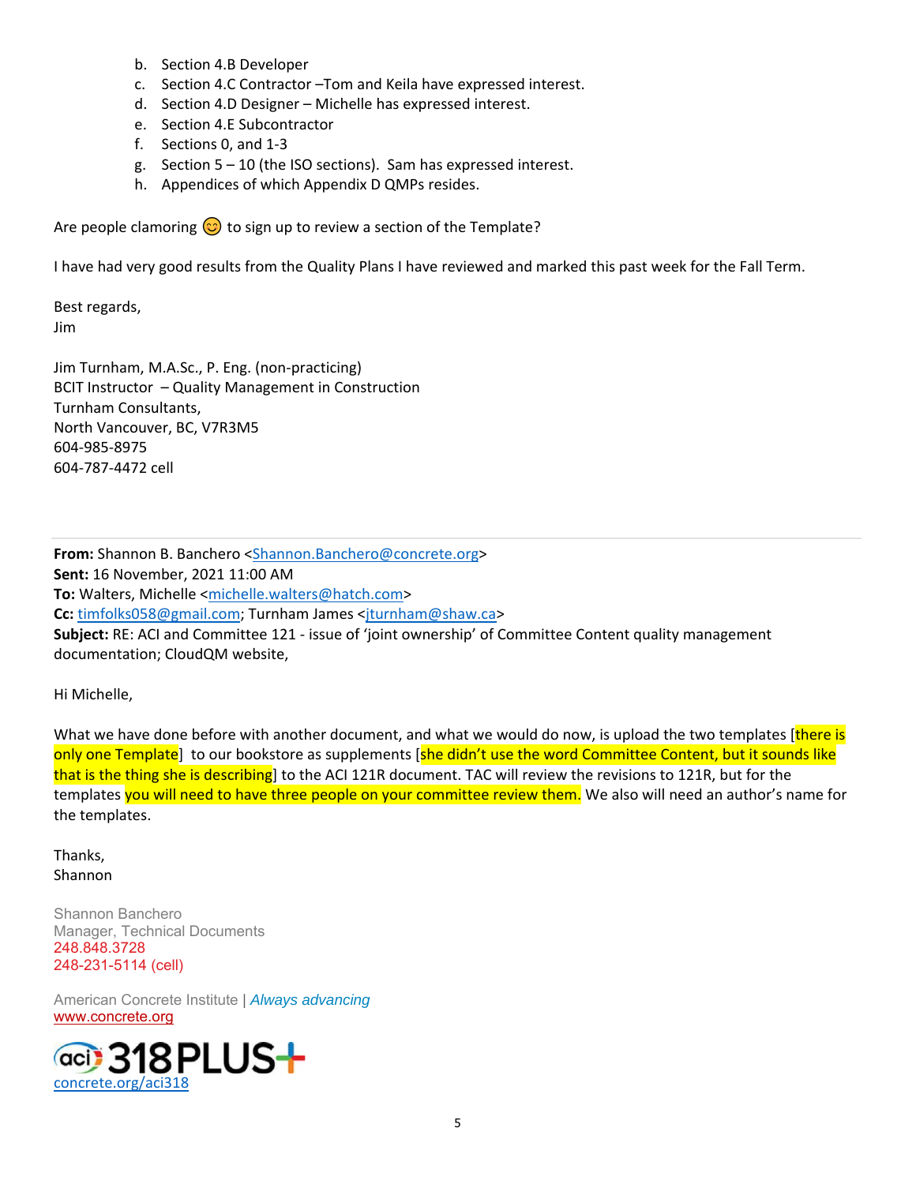b. Section 4.B Developer
c. Section 4.C Contractor –Tom and Keila have expressed interest.
d. Section 4.D Designer – Michelle has expressed interest.
e. Section 4.E Subcontractor
f. Sections 0, and 1-3
g. Section 5 – 10 (the ISO sections). Sam has expressed interest.
h. Appendices of which Appendix D QMPs resides.

Are people clamoring 😊 to sign up to review a section of the Template?

I have had very good results from the Quality Plans I have reviewed and marked this past week for the Fall Term.

Best regards,
Jim

Jim Turnham, M.A.Sc., P. Eng. (non-practicing)
BCIT Instructor – Quality Management in Construction
Turnham Consultants,
North Vancouver, BC, V7R3M5
604-985-8975
604-787-4472 cell

---

**From:** Shannon B. Banchero <Shannon.Banchero@concrete.org>
**Sent:** 16 November, 2021 11:00 AM
**To:** Walters, Michelle <michelle.walters@hatch.com>
**Cc:** timfolks058@gmail.com; Turnham James <jturnham@shaw.ca>
**Subject:** RE: ACI and Committee 121 - issue of 'joint ownership' of Committee Content quality management documentation; CloudQM website,

Hi Michelle,

What we have done before with another document, and what we would do now, is upload the two templates [there is only one Template] to our bookstore as supplements [she didn't use the word Committee Content, but it sounds like that is the thing she is describing] to the ACI 121R document. TAC will review the revisions to 121R, but for the templates you will need to have three people on your committee review them. We also will need an author's name for the templates.

Thanks,
Shannon

Shannon Banchero
Manager, Technical Documents
248.848.3728
248-231-5114 (cell)

American Concrete Institute | *Always advancing*
www.concrete.org

aci 318PLUS+
concrete.org/aci318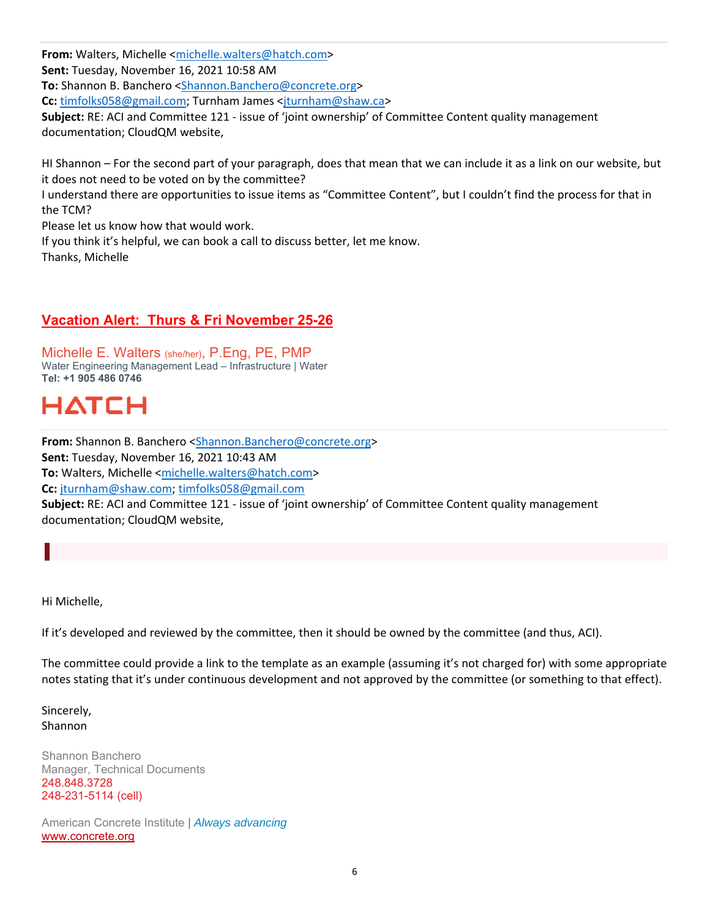**From:** Walters, Michelle <michelle.walters@hatch.com>
**Sent:** Tuesday, November 16, 2021 10:58 AM
**To:** Shannon B. Banchero <Shannon.Banchero@concrete.org>
**Cc:** timfolks058@gmail.com; Turnham James <jturnham@shaw.ca>
**Subject:** RE: ACI and Committee 121 - issue of 'joint ownership' of Committee Content quality management documentation; CloudQM website,

HI Shannon – For the second part of your paragraph, does that mean that we can include it as a link on our website, but it does not need to be voted on by the committee?
I understand there are opportunities to issue items as "Committee Content", but I couldn't find the process for that in the TCM?
Please let us know how that would work.
If you think it's helpful, we can book a call to discuss better, let me know.
Thanks, Michelle

**Vacation Alert: Thurs & Fri November 25-26**

Michelle E. Walters (she/her), P.Eng, PE, PMP
Water Engineering Management Lead – Infrastructure | Water
**Tel: +1 905 486 0746**

HATCH

**From:** Shannon B. Banchero <Shannon.Banchero@concrete.org>
**Sent:** Tuesday, November 16, 2021 10:43 AM
**To:** Walters, Michelle <michelle.walters@hatch.com>
**Cc:** jturnham@shaw.com; timfolks058@gmail.com
**Subject:** RE: ACI and Committee 121 - issue of 'joint ownership' of Committee Content quality management documentation; CloudQM website,

Hi Michelle,

If it's developed and reviewed by the committee, then it should be owned by the committee (and thus, ACI).

The committee could provide a link to the template as an example (assuming it's not charged for) with some appropriate notes stating that it's under continuous development and not approved by the committee (or something to that effect).

Sincerely,
Shannon

Shannon Banchero
Manager, Technical Documents
248.848.3728
248-231-5114 (cell)

American Concrete Institute | *Always advancing*
www.concrete.org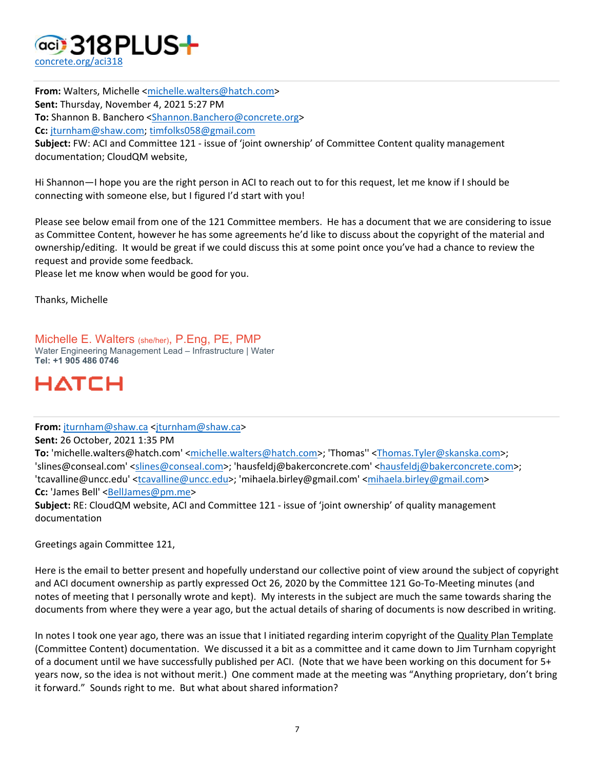aci 318PLUS+
concrete.org/aci318

**From:** Walters, Michelle <michelle.walters@hatch.com>
**Sent:** Thursday, November 4, 2021 5:27 PM
**To:** Shannon B. Banchero <Shannon.Banchero@concrete.org>
**Cc:** jturnham@shaw.com; timfolks058@gmail.com
**Subject:** FW: ACI and Committee 121 - issue of 'joint ownership' of Committee Content quality management documentation; CloudQM website,

Hi Shannon—I hope you are the right person in ACI to reach out to for this request, let me know if I should be connecting with someone else, but I figured I'd start with you!

Please see below email from one of the 121 Committee members. He has a document that we are considering to issue as Committee Content, however he has some agreements he'd like to discuss about the copyright of the material and ownership/editing. It would be great if we could discuss this at some point once you've had a chance to review the request and provide some feedback.
Please let me know when would be good for you.

Thanks, Michelle

Michelle E. Walters (she/her), P.Eng, PE, PMP
Water Engineering Management Lead – Infrastructure | Water
**Tel: +1 905 486 0746**

HATCH

---

**From:** jturnham@shaw.ca <jturnham@shaw.ca>
**Sent:** 26 October, 2021 1:35 PM
**To:** 'michelle.walters@hatch.com' <michelle.walters@hatch.com>; 'Thomas'' <Thomas.Tyler@skanska.com>; 'slines@conseal.com' <slines@conseal.com>; 'hausfeldj@bakerconcrete.com' <hausfeldj@bakerconcrete.com>; 'tcavalline@uncc.edu' <tcavalline@uncc.edu>; 'mihaela.birley@gmail.com' <mihaela.birley@gmail.com>
**Cc:** 'James Bell' <BellJames@pm.me>
**Subject:** RE: CloudQM website, ACI and Committee 121 - issue of 'joint ownership' of quality management documentation

Greetings again Committee 121,

Here is the email to better present and hopefully understand our collective point of view around the subject of copyright and ACI document ownership as partly expressed Oct 26, 2020 by the Committee 121 Go-To-Meeting minutes (and notes of meeting that I personally wrote and kept). My interests in the subject are much the same towards sharing the documents from where they were a year ago, but the actual details of sharing of documents is now described in writing.

In notes I took one year ago, there was an issue that I initiated regarding interim copyright of the Quality Plan Template (Committee Content) documentation. We discussed it a bit as a committee and it came down to Jim Turnham copyright of a document until we have successfully published per ACI. (Note that we have been working on this document for 5+ years now, so the idea is not without merit.) One comment made at the meeting was "Anything proprietary, don't bring it forward." Sounds right to me. But what about shared information?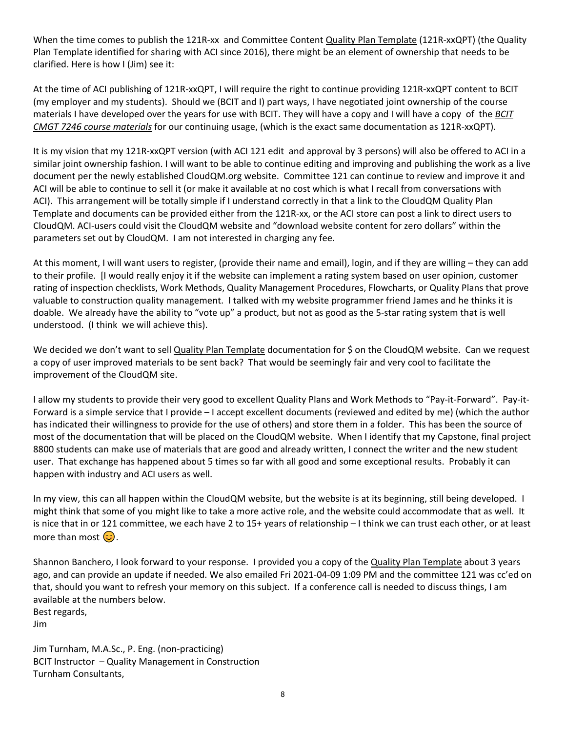When the time comes to publish the 121R-xx and Committee Content Quality Plan Template (121R-xxQPT) (the Quality Plan Template identified for sharing with ACI since 2016), there might be an element of ownership that needs to be clarified. Here is how I (Jim) see it:

At the time of ACI publishing of 121R-xxQPT, I will require the right to continue providing 121R-xxQPT content to BCIT (my employer and my students). Should we (BCIT and I) part ways, I have negotiated joint ownership of the course materials I have developed over the years for use with BCIT. They will have a copy and I will have a copy of the *BCIT CMGT 7246 course materials* for our continuing usage, (which is the exact same documentation as 121R-xxQPT).

It is my vision that my 121R-xxQPT version (with ACI 121 edit and approval by 3 persons) will also be offered to ACI in a similar joint ownership fashion. I will want to be able to continue editing and improving and publishing the work as a live document per the newly established CloudQM.org website. Committee 121 can continue to review and improve it and ACI will be able to continue to sell it (or make it available at no cost which is what I recall from conversations with ACI). This arrangement will be totally simple if I understand correctly in that a link to the CloudQM Quality Plan Template and documents can be provided either from the 121R-xx, or the ACI store can post a link to direct users to CloudQM. ACI-users could visit the CloudQM website and "download website content for zero dollars" within the parameters set out by CloudQM. I am not interested in charging any fee.

At this moment, I will want users to register, (provide their name and email), login, and if they are willing – they can add to their profile. [I would really enjoy it if the website can implement a rating system based on user opinion, customer rating of inspection checklists, Work Methods, Quality Management Procedures, Flowcharts, or Quality Plans that prove valuable to construction quality management. I talked with my website programmer friend James and he thinks it is doable. We already have the ability to "vote up" a product, but not as good as the 5-star rating system that is well understood. (I think we will achieve this).

We decided we don't want to sell Quality Plan Template documentation for $ on the CloudQM website. Can we request a copy of user improved materials to be sent back? That would be seemingly fair and very cool to facilitate the improvement of the CloudQM site.

I allow my students to provide their very good to excellent Quality Plans and Work Methods to "Pay-it-Forward". Pay-it-Forward is a simple service that I provide – I accept excellent documents (reviewed and edited by me) (which the author has indicated their willingness to provide for the use of others) and store them in a folder. This has been the source of most of the documentation that will be placed on the CloudQM website. When I identify that my Capstone, final project 8800 students can make use of materials that are good and already written, I connect the writer and the new student user. That exchange has happened about 5 times so far with all good and some exceptional results. Probably it can happen with industry and ACI users as well.

In my view, this can all happen within the CloudQM website, but the website is at its beginning, still being developed. I might think that some of you might like to take a more active role, and the website could accommodate that as well. It is nice that in or 121 committee, we each have 2 to 15+ years of relationship – I think we can trust each other, or at least more than most 😊.

Shannon Banchero, I look forward to your response. I provided you a copy of the Quality Plan Template about 3 years ago, and can provide an update if needed. We also emailed Fri 2021-04-09 1:09 PM and the committee 121 was cc'ed on that, should you want to refresh your memory on this subject. If a conference call is needed to discuss things, I am available at the numbers below.

Best regards,
Jim

Jim Turnham, M.A.Sc., P. Eng. (non-practicing)
BCIT Instructor – Quality Management in Construction
Turnham Consultants,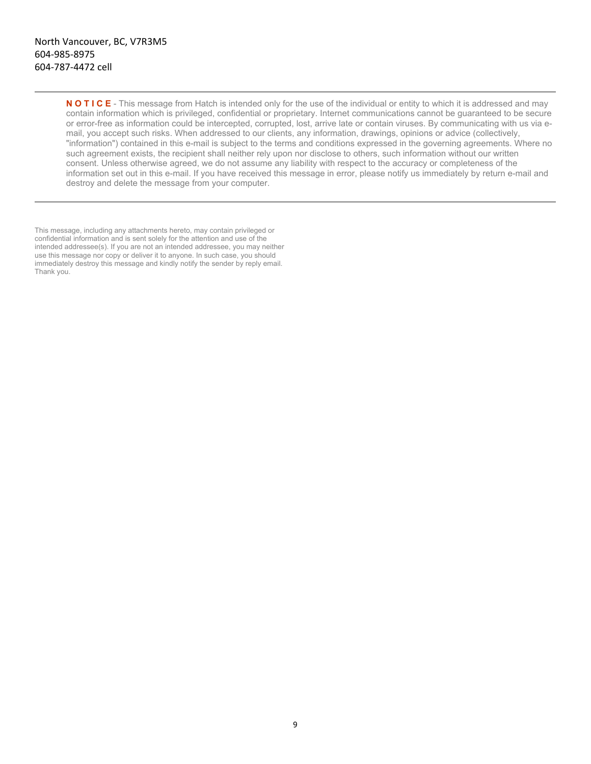North Vancouver, BC, V7R3M5
604-985-8975
604-787-4472 cell

---

**N O T I C E** - This message from Hatch is intended only for the use of the individual or entity to which it is addressed and may contain information which is privileged, confidential or proprietary. Internet communications cannot be guaranteed to be secure or error-free as information could be intercepted, corrupted, lost, arrive late or contain viruses. By communicating with us via e-mail, you accept such risks. When addressed to our clients, any information, drawings, opinions or advice (collectively, "information") contained in this e-mail is subject to the terms and conditions expressed in the governing agreements. Where no such agreement exists, the recipient shall neither rely upon nor disclose to others, such information without our written consent. Unless otherwise agreed, we do not assume any liability with respect to the accuracy or completeness of the information set out in this e-mail. If you have received this message in error, please notify us immediately by return e-mail and destroy and delete the message from your computer.

---

This message, including any attachments hereto, may contain privileged or confidential information and is sent solely for the attention and use of the intended addressee(s). If you are not an intended addressee, you may neither use this message nor copy or deliver it to anyone. In such case, you should immediately destroy this message and kindly notify the sender by reply email. Thank you.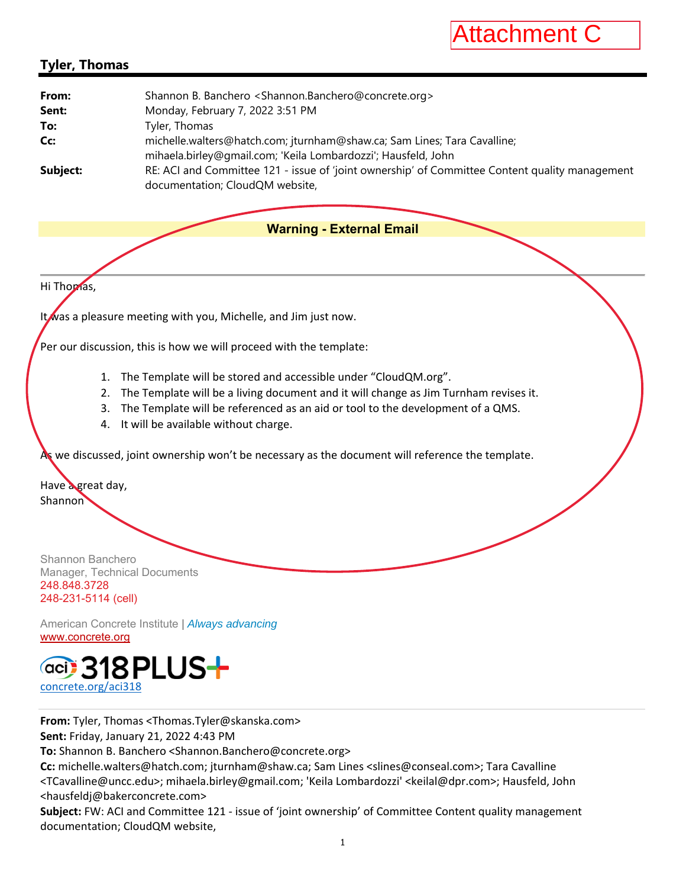Attachment C

**Tyler, Thomas**

| | |
|---|---|
| **From:** | Shannon B. Banchero <Shannon.Banchero@concrete.org> |
| **Sent:** | Monday, February 7, 2022 3:51 PM |
| **To:** | Tyler, Thomas |
| **Cc:** | michelle.walters@hatch.com; jturnham@shaw.ca; Sam Lines; Tara Cavalline; mihaela.birley@gmail.com; 'Keila Lombardozzi'; Hausfeld, John |
| **Subject:** | RE: ACI and Committee 121 - issue of 'joint ownership' of Committee Content quality management documentation; CloudQM website, |

**Warning - External Email**

Hi Thomas,

It was a pleasure meeting with you, Michelle, and Jim just now.

Per our discussion, this is how we will proceed with the template:

1. The Template will be stored and accessible under "CloudQM.org".
2. The Template will be a living document and it will change as Jim Turnham revises it.
3. The Template will be referenced as an aid or tool to the development of a QMS.
4. It will be available without charge.

As we discussed, joint ownership won't be necessary as the document will reference the template.

Have a great day,
Shannon

Shannon Banchero
Manager, Technical Documents
248.848.3728
248-231-5114 (cell)

American Concrete Institute | *Always advancing*
www.concrete.org

aci 318PLUS+
concrete.org/aci318

---

**From:** Tyler, Thomas <Thomas.Tyler@skanska.com>
**Sent:** Friday, January 21, 2022 4:43 PM
**To:** Shannon B. Banchero <Shannon.Banchero@concrete.org>
**Cc:** michelle.walters@hatch.com; jturnham@shaw.ca; Sam Lines <slines@conseal.com>; Tara Cavalline <TCavalline@uncc.edu>; mihaela.birley@gmail.com; 'Keila Lombardozzi' <keilal@dpr.com>; Hausfeld, John <hausfeldj@bakerconcrete.com>
**Subject:** FW: ACI and Committee 121 - issue of 'joint ownership' of Committee Content quality management documentation; CloudQM website,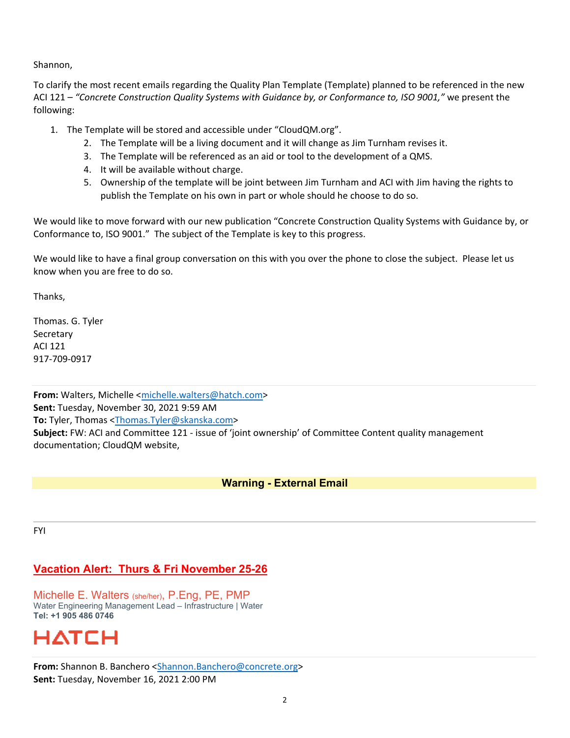Shannon,

To clarify the most recent emails regarding the Quality Plan Template (Template) planned to be referenced in the new ACI 121 – *"Concrete Construction Quality Systems with Guidance by, or Conformance to, ISO 9001,"* we present the following:

1. The Template will be stored and accessible under "CloudQM.org".
2. The Template will be a living document and it will change as Jim Turnham revises it.
3. The Template will be referenced as an aid or tool to the development of a QMS.
4. It will be available without charge.
5. Ownership of the template will be joint between Jim Turnham and ACI with Jim having the rights to publish the Template on his own in part or whole should he choose to do so.

We would like to move forward with our new publication "Concrete Construction Quality Systems with Guidance by, or Conformance to, ISO 9001." The subject of the Template is key to this progress.

We would like to have a final group conversation on this with you over the phone to close the subject. Please let us know when you are free to do so.

Thanks,

Thomas. G. Tyler
Secretary
ACI 121
917-709-0917

---

**From:** Walters, Michelle <michelle.walters@hatch.com>
**Sent:** Tuesday, November 30, 2021 9:59 AM
**To:** Tyler, Thomas <Thomas.Tyler@skanska.com>
**Subject:** FW: ACI and Committee 121 - issue of 'joint ownership' of Committee Content quality management documentation; CloudQM website,

**Warning - External Email**

---

FYI

**Vacation Alert: Thurs & Fri November 25-26**

Michelle E. Walters (she/her), P.Eng, PE, PMP
Water Engineering Management Lead – Infrastructure | Water
**Tel: +1 905 486 0746**

HATCH

---

**From:** Shannon B. Banchero <Shannon.Banchero@concrete.org>
**Sent:** Tuesday, November 16, 2021 2:00 PM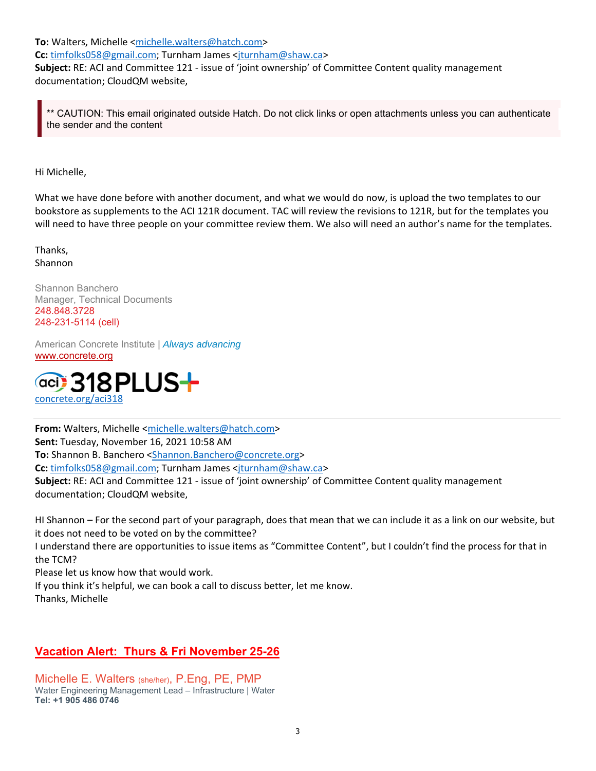**To:** Walters, Michelle <michelle.walters@hatch.com>
**Cc:** timfolks058@gmail.com; Turnham James <jturnham@shaw.ca>
**Subject:** RE: ACI and Committee 121 - issue of 'joint ownership' of Committee Content quality management documentation; CloudQM website,

> ** CAUTION: This email originated outside Hatch. Do not click links or open attachments unless you can authenticate the sender and the content

Hi Michelle,

What we have done before with another document, and what we would do now, is upload the two templates to our bookstore as supplements to the ACI 121R document. TAC will review the revisions to 121R, but for the templates you will need to have three people on your committee review them. We also will need an author's name for the templates.

Thanks,
Shannon

Shannon Banchero
Manager, Technical Documents
248.848.3728
248-231-5114 (cell)

American Concrete Institute | *Always advancing*
www.concrete.org

aci 318PLUS+
concrete.org/aci318

---

**From:** Walters, Michelle <michelle.walters@hatch.com>
**Sent:** Tuesday, November 16, 2021 10:58 AM
**To:** Shannon B. Banchero <Shannon.Banchero@concrete.org>
**Cc:** timfolks058@gmail.com; Turnham James <jturnham@shaw.ca>
**Subject:** RE: ACI and Committee 121 - issue of 'joint ownership' of Committee Content quality management documentation; CloudQM website,

HI Shannon – For the second part of your paragraph, does that mean that we can include it as a link on our website, but it does not need to be voted on by the committee?
I understand there are opportunities to issue items as "Committee Content", but I couldn't find the process for that in the TCM?
Please let us know how that would work.
If you think it's helpful, we can book a call to discuss better, let me know.
Thanks, Michelle

**Vacation Alert: Thurs & Fri November 25-26**

Michelle E. Walters (she/her), P.Eng, PE, PMP
Water Engineering Management Lead – Infrastructure | Water
**Tel: +1 905 486 0746**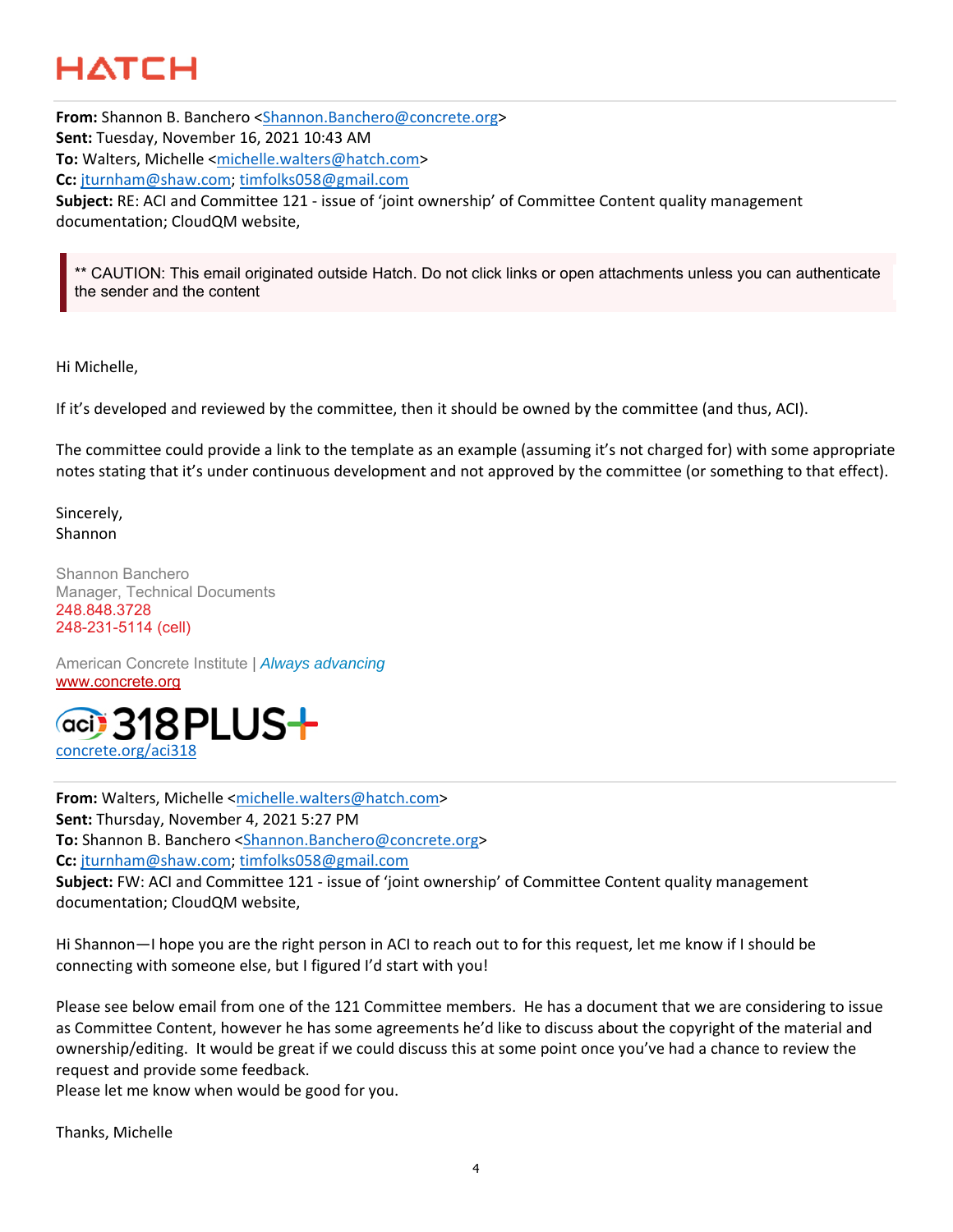HATCH

**From:** Shannon B. Banchero <Shannon.Banchero@concrete.org>
**Sent:** Tuesday, November 16, 2021 10:43 AM
**To:** Walters, Michelle <michelle.walters@hatch.com>
**Cc:** jturnham@shaw.com; timfolks058@gmail.com
**Subject:** RE: ACI and Committee 121 - issue of 'joint ownership' of Committee Content quality management documentation; CloudQM website,

** CAUTION: This email originated outside Hatch. Do not click links or open attachments unless you can authenticate the sender and the content

Hi Michelle,

If it's developed and reviewed by the committee, then it should be owned by the committee (and thus, ACI).

The committee could provide a link to the template as an example (assuming it's not charged for) with some appropriate notes stating that it's under continuous development and not approved by the committee (or something to that effect).

Sincerely,
Shannon

Shannon Banchero
Manager, Technical Documents
248.848.3728
248-231-5114 (cell)

American Concrete Institute | *Always advancing*
www.concrete.org

aci 318PLUS+
concrete.org/aci318

---

**From:** Walters, Michelle <michelle.walters@hatch.com>
**Sent:** Thursday, November 4, 2021 5:27 PM
**To:** Shannon B. Banchero <Shannon.Banchero@concrete.org>
**Cc:** jturnham@shaw.com; timfolks058@gmail.com
**Subject:** FW: ACI and Committee 121 - issue of 'joint ownership' of Committee Content quality management documentation; CloudQM website,

Hi Shannon—I hope you are the right person in ACI to reach out to for this request, let me know if I should be connecting with someone else, but I figured I'd start with you!

Please see below email from one of the 121 Committee members. He has a document that we are considering to issue as Committee Content, however he has some agreements he'd like to discuss about the copyright of the material and ownership/editing. It would be great if we could discuss this at some point once you've had a chance to review the request and provide some feedback.
Please let me know when would be good for you.

Thanks, Michelle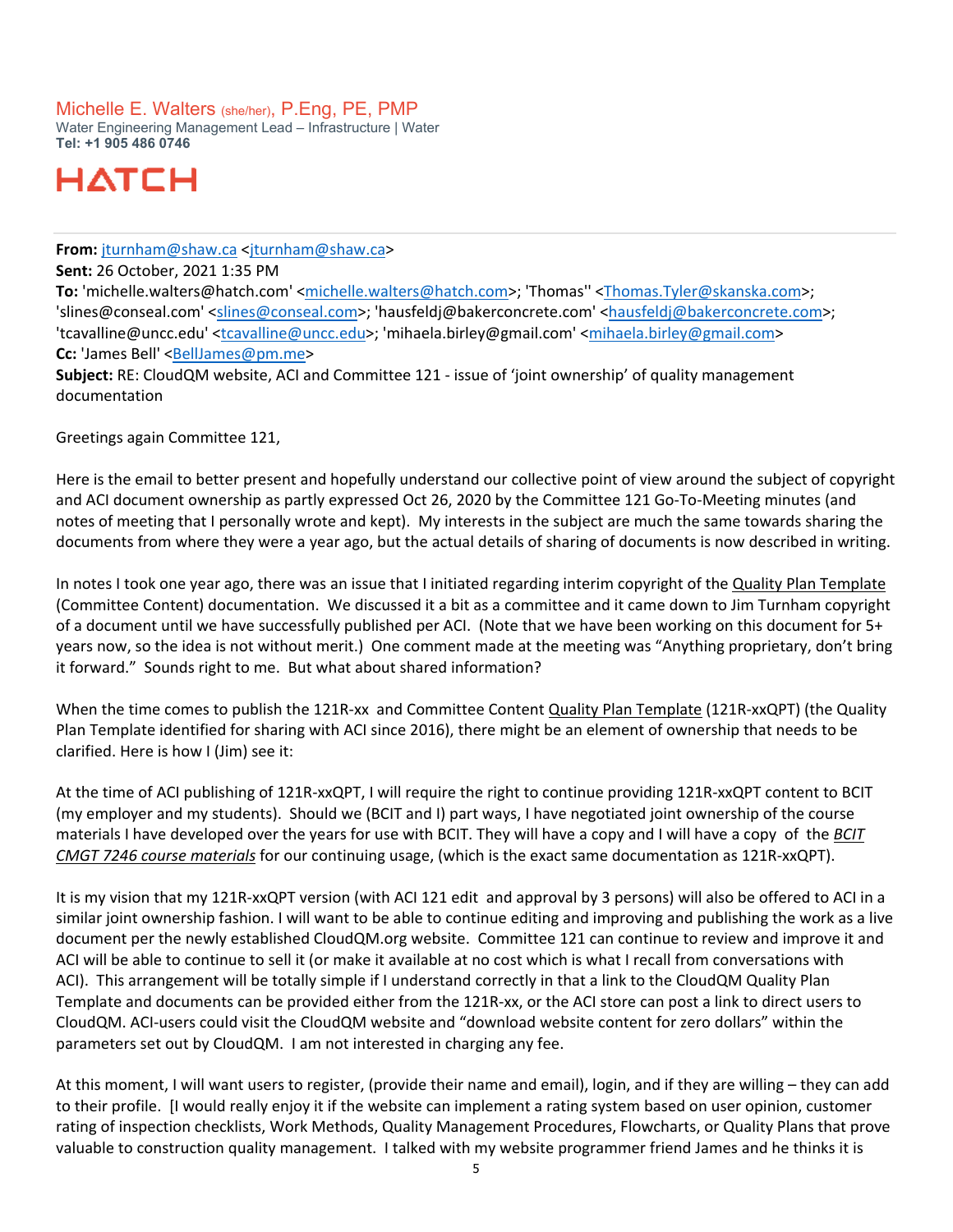Michelle E. Walters (she/her), P.Eng, PE, PMP
Water Engineering Management Lead – Infrastructure | Water
**Tel: +1 905 486 0746**

HATCH

---

**From:** jturnham@shaw.ca <jturnham@shaw.ca>
**Sent:** 26 October, 2021 1:35 PM
**To:** 'michelle.walters@hatch.com' <michelle.walters@hatch.com>; 'Thomas'' <Thomas.Tyler@skanska.com>; 'slines@conseal.com' <slines@conseal.com>; 'hausfeldj@bakerconcrete.com' <hausfeldj@bakerconcrete.com>; 'tcavalline@uncc.edu' <tcavalline@uncc.edu>; 'mihaela.birley@gmail.com' <mihaela.birley@gmail.com>
**Cc:** 'James Bell' <BellJames@pm.me>
**Subject:** RE: CloudQM website, ACI and Committee 121 - issue of 'joint ownership' of quality management documentation

Greetings again Committee 121,

Here is the email to better present and hopefully understand our collective point of view around the subject of copyright and ACI document ownership as partly expressed Oct 26, 2020 by the Committee 121 Go-To-Meeting minutes (and notes of meeting that I personally wrote and kept). My interests in the subject are much the same towards sharing the documents from where they were a year ago, but the actual details of sharing of documents is now described in writing.

In notes I took one year ago, there was an issue that I initiated regarding interim copyright of the Quality Plan Template (Committee Content) documentation. We discussed it a bit as a committee and it came down to Jim Turnham copyright of a document until we have successfully published per ACI. (Note that we have been working on this document for 5+ years now, so the idea is not without merit.) One comment made at the meeting was "Anything proprietary, don't bring it forward." Sounds right to me. But what about shared information?

When the time comes to publish the 121R-xx and Committee Content Quality Plan Template (121R-xxQPT) (the Quality Plan Template identified for sharing with ACI since 2016), there might be an element of ownership that needs to be clarified. Here is how I (Jim) see it:

At the time of ACI publishing of 121R-xxQPT, I will require the right to continue providing 121R-xxQPT content to BCIT (my employer and my students). Should we (BCIT and I) part ways, I have negotiated joint ownership of the course materials I have developed over the years for use with BCIT. They will have a copy and I will have a copy of the *BCIT CMGT 7246 course materials* for our continuing usage, (which is the exact same documentation as 121R-xxQPT).

It is my vision that my 121R-xxQPT version (with ACI 121 edit and approval by 3 persons) will also be offered to ACI in a similar joint ownership fashion. I will want to be able to continue editing and improving and publishing the work as a live document per the newly established CloudQM.org website. Committee 121 can continue to review and improve it and ACI will be able to continue to sell it (or make it available at no cost which is what I recall from conversations with ACI). This arrangement will be totally simple if I understand correctly in that a link to the CloudQM Quality Plan Template and documents can be provided either from the 121R-xx, or the ACI store can post a link to direct users to CloudQM. ACI-users could visit the CloudQM website and "download website content for zero dollars" within the parameters set out by CloudQM. I am not interested in charging any fee.

At this moment, I will want users to register, (provide their name and email), login, and if they are willing – they can add to their profile. [I would really enjoy it if the website can implement a rating system based on user opinion, customer rating of inspection checklists, Work Methods, Quality Management Procedures, Flowcharts, or Quality Plans that prove valuable to construction quality management. I talked with my website programmer friend James and he thinks it is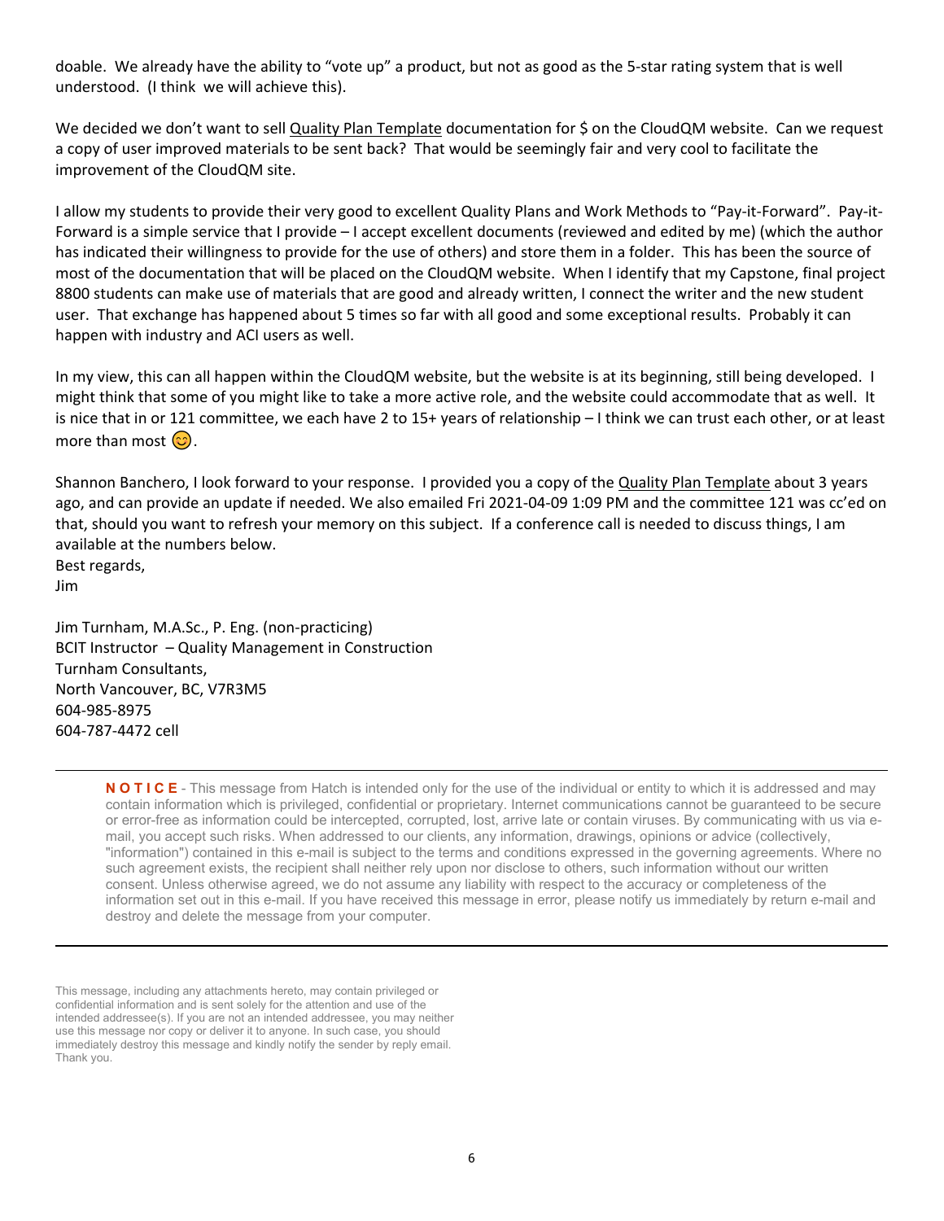doable. We already have the ability to "vote up" a product, but not as good as the 5-star rating system that is well understood. (I think we will achieve this).

We decided we don't want to sell Quality Plan Template documentation for $ on the CloudQM website. Can we request a copy of user improved materials to be sent back? That would be seemingly fair and very cool to facilitate the improvement of the CloudQM site.

I allow my students to provide their very good to excellent Quality Plans and Work Methods to "Pay-it-Forward". Pay-it-Forward is a simple service that I provide – I accept excellent documents (reviewed and edited by me) (which the author has indicated their willingness to provide for the use of others) and store them in a folder. This has been the source of most of the documentation that will be placed on the CloudQM website. When I identify that my Capstone, final project 8800 students can make use of materials that are good and already written, I connect the writer and the new student user. That exchange has happened about 5 times so far with all good and some exceptional results. Probably it can happen with industry and ACI users as well.

In my view, this can all happen within the CloudQM website, but the website is at its beginning, still being developed. I might think that some of you might like to take a more active role, and the website could accommodate that as well. It is nice that in or 121 committee, we each have 2 to 15+ years of relationship – I think we can trust each other, or at least more than most 😊.

Shannon Banchero, I look forward to your response. I provided you a copy of the Quality Plan Template about 3 years ago, and can provide an update if needed. We also emailed Fri 2021-04-09 1:09 PM and the committee 121 was cc'ed on that, should you want to refresh your memory on this subject. If a conference call is needed to discuss things, I am available at the numbers below.

Best regards,
Jim

Jim Turnham, M.A.Sc., P. Eng. (non-practicing)
BCIT Instructor – Quality Management in Construction
Turnham Consultants,
North Vancouver, BC, V7R3M5
604-985-8975
604-787-4472 cell

---

**NOTICE** - This message from Hatch is intended only for the use of the individual or entity to which it is addressed and may contain information which is privileged, confidential or proprietary. Internet communications cannot be guaranteed to be secure or error-free as information could be intercepted, corrupted, lost, arrive late or contain viruses. By communicating with us via e-mail, you accept such risks. When addressed to our clients, any information, drawings, opinions or advice (collectively, "information") contained in this e-mail is subject to the terms and conditions expressed in the governing agreements. Where no such agreement exists, the recipient shall neither rely upon nor disclose to others, such information without our written consent. Unless otherwise agreed, we do not assume any liability with respect to the accuracy or completeness of the information set out in this e-mail. If you have received this message in error, please notify us immediately by return e-mail and destroy and delete the message from your computer.

---

This message, including any attachments hereto, may contain privileged or confidential information and is sent solely for the attention and use of the intended addressee(s). If you are not an intended addressee, you may neither use this message nor copy or deliver it to anyone. In such case, you should immediately destroy this message and kindly notify the sender by reply email. Thank you.